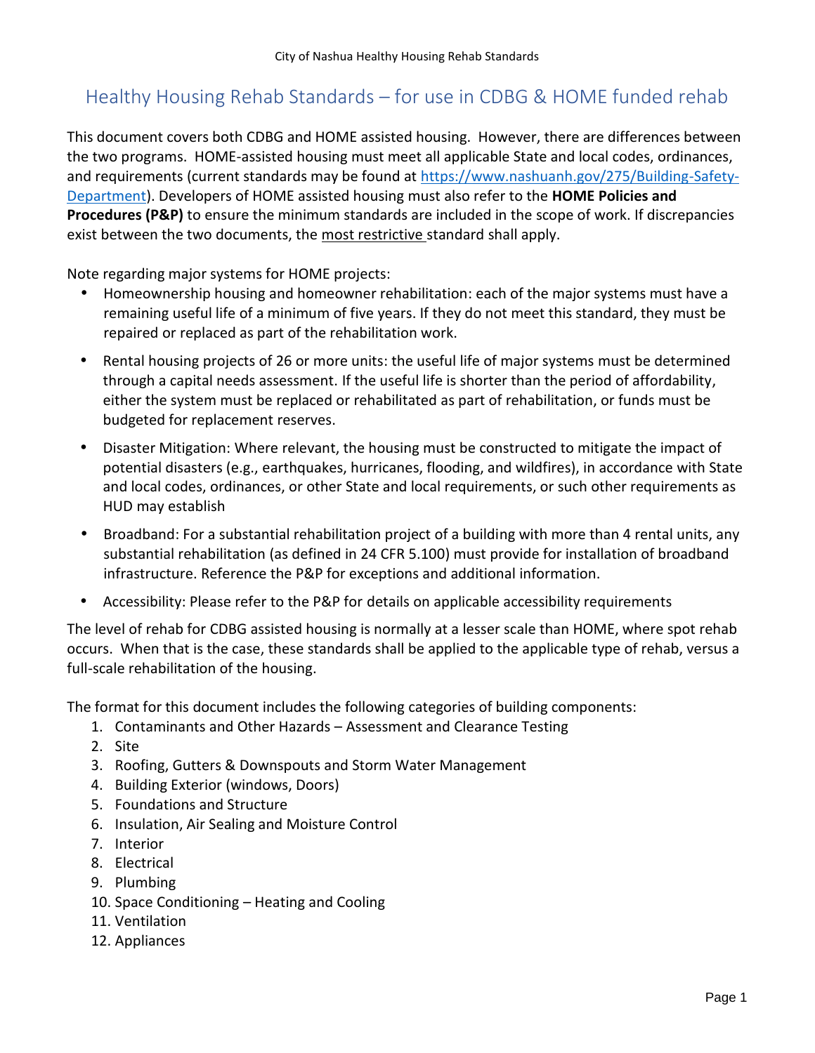# Healthy Housing Rehab Standards – for use in CDBG & HOME funded rehab

This document covers both CDBG and HOME assisted housing. However, there are differences between the two programs. HOME-assisted housing must meet all applicable State and local codes, ordinances, and requirements (current standards may be found at [https://www.nashuanh.gov/275/Building-Safety-Department](https://www.nashuanh.gov/275/Building-Safety-Department)). Developers of HOME assisted housing must also refer to the **HOME Policies and Procedures (P&P)** to ensure the minimum standards are included in the scope of work. If discrepancies exist between the two documents, the <u>most restrictive</u> standard shall apply.

Note regarding major systems for HOME projects:

- Homeownership housing and homeowner rehabilitation: each of the major systems must have a remaining useful life of a minimum of five years. If they do not meet this standard, they must be repaired or replaced as part of the rehabilitation work.
- Rental housing projects of 26 or more units: the useful life of major systems must be determined through a capital needs assessment. If the useful life is shorter than the period of affordability, either the system must be replaced or rehabilitated as part of rehabilitation, or funds must be budgeted for replacement reserves.
- Disaster Mitigation: Where relevant, the housing must be constructed to mitigate the impact of potential disasters (e.g., earthquakes, hurricanes, flooding, and wildfires), in accordance with State and local codes, ordinances, or other State and local requirements, or such other requirements as HUD may establish
- Broadband: For a substantial rehabilitation project of a building with more than 4 rental units, any substantial rehabilitation (as defined in 24 CFR 5.100) must provide for installation of broadband infrastructure. Reference the P&P for exceptions and additional information.
- Accessibility: Please refer to the P&P for details on applicable accessibility requirements

The level of rehab for CDBG assisted housing is normally at a lesser scale than HOME, where spot rehab occurs. When that is the case, these standards shall be applied to the applicable type of rehab, versus a full-scale rehabilitation of the housing.

The format for this document includes the following categories of building components:

1. Contaminants and Other Hazards – Assessment and Clearance Testing
2. Site
3. Roofing, Gutters & Downspouts and Storm Water Management
4. Building Exterior (windows, Doors)
5. Foundations and Structure
6. Insulation, Air Sealing and Moisture Control
7. Interior
8. Electrical
9. Plumbing
10. Space Conditioning – Heating and Cooling
11. Ventilation
12. Appliances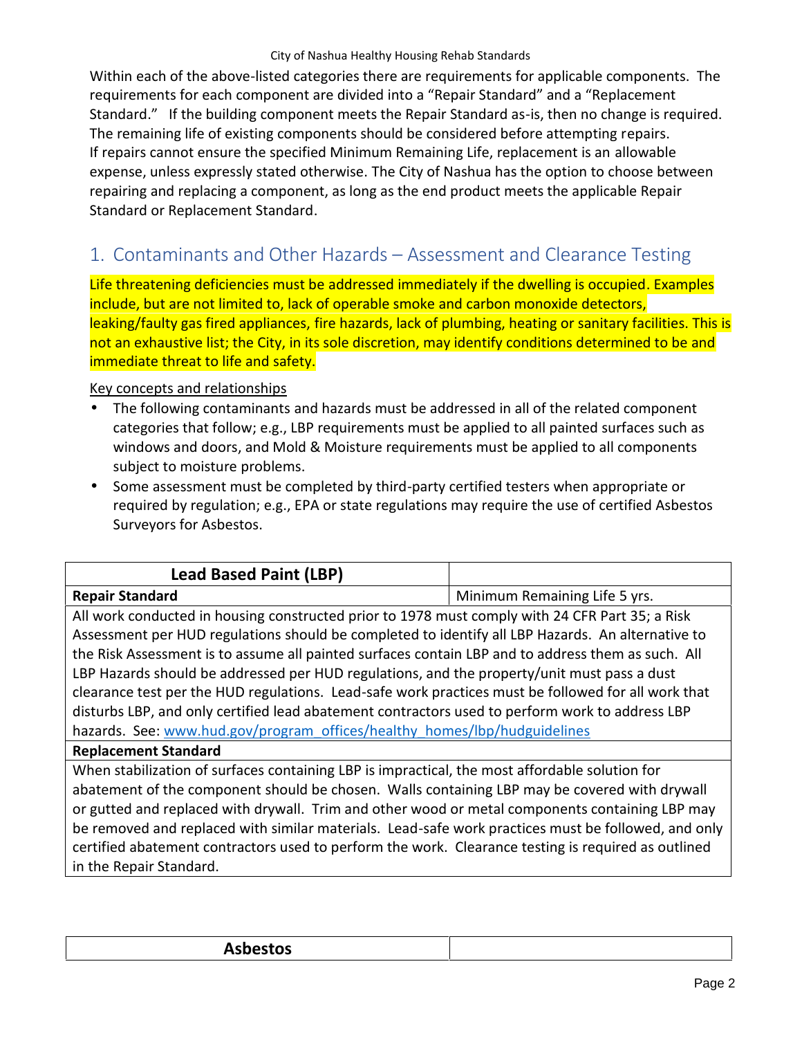Within each of the above-listed categories there are requirements for applicable components. The requirements for each component are divided into a "Repair Standard" and a "Replacement Standard." If the building component meets the Repair Standard as-is, then no change is required. The remaining life of existing components should be considered before attempting repairs. If repairs cannot ensure the specified Minimum Remaining Life, replacement is an allowable expense, unless expressly stated otherwise. The City of Nashua has the option to choose between repairing and replacing a component, as long as the end product meets the applicable Repair Standard or Replacement Standard.

## 1. Contaminants and Other Hazards – Assessment and Clearance Testing

Life threatening deficiencies must be addressed immediately if the dwelling is occupied. Examples include, but are not limited to, lack of operable smoke and carbon monoxide detectors, leaking/faulty gas fired appliances, fire hazards, lack of plumbing, heating or sanitary facilities. This is not an exhaustive list; the City, in its sole discretion, may identify conditions determined to be and immediate threat to life and safety.

Key concepts and relationships

- The following contaminants and hazards must be addressed in all of the related component categories that follow; e.g., LBP requirements must be applied to all painted surfaces such as windows and doors, and Mold & Moisture requirements must be applied to all components subject to moisture problems.
- Some assessment must be completed by third-party certified testers when appropriate or required by regulation; e.g., EPA or state regulations may require the use of certified Asbestos Surveyors for Asbestos.

| **Lead Based Paint (LBP)** | |
|---|---|
| **Repair Standard** | Minimum Remaining Life 5 yrs. |
| All work conducted in housing constructed prior to 1978 must comply with 24 CFR Part 35; a Risk Assessment per HUD regulations should be completed to identify all LBP Hazards. An alternative to the Risk Assessment is to assume all painted surfaces contain LBP and to address them as such. All LBP Hazards should be addressed per HUD regulations, and the property/unit must pass a dust clearance test per the HUD regulations. Lead-safe work practices must be followed for all work that disturbs LBP, and only certified lead abatement contractors used to perform work to address LBP hazards. See: www.hud.gov/program_offices/healthy_homes/lbp/hudguidelines | |
| **Replacement Standard** | |
| When stabilization of surfaces containing LBP is impractical, the most affordable solution for abatement of the component should be chosen. Walls containing LBP may be covered with drywall or gutted and replaced with drywall. Trim and other wood or metal components containing LBP may be removed and replaced with similar materials. Lead-safe work practices must be followed, and only certified abatement contractors used to perform the work. Clearance testing is required as outlined in the Repair Standard. | |

| **Asbestos** | |
|---|---|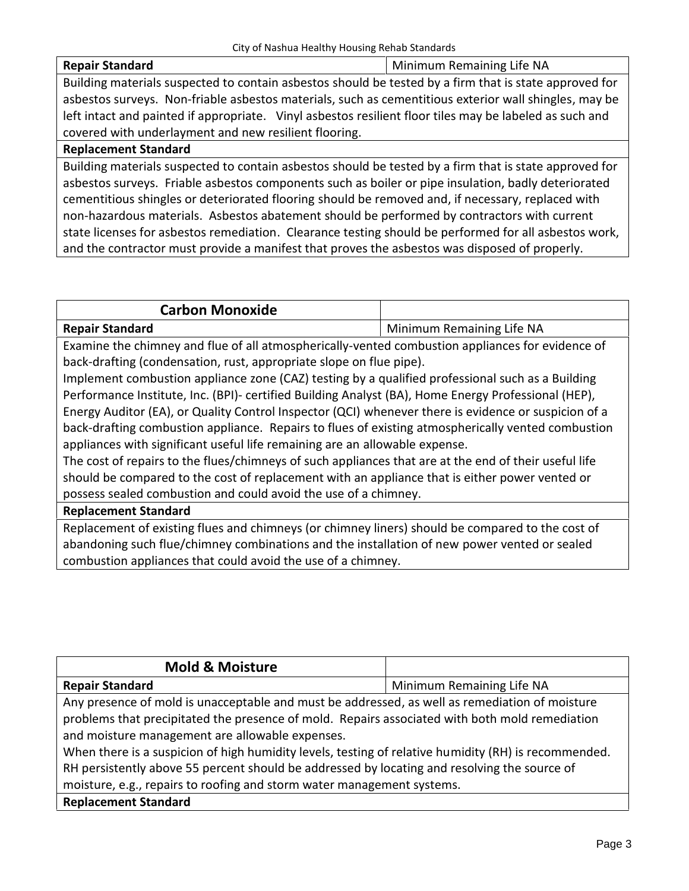| **Repair Standard** | Minimum Remaining Life NA |
|---|---|
| Building materials suspected to contain asbestos should be tested by a firm that is state approved for asbestos surveys. Non-friable asbestos materials, such as cementitious exterior wall shingles, may be left intact and painted if appropriate. Vinyl asbestos resilient floor tiles may be labeled as such and covered with underlayment and new resilient flooring. | |
| **Replacement Standard** | |
| Building materials suspected to contain asbestos should be tested by a firm that is state approved for asbestos surveys. Friable asbestos components such as boiler or pipe insulation, badly deteriorated cementitious shingles or deteriorated flooring should be removed and, if necessary, replaced with non-hazardous materials. Asbestos abatement should be performed by contractors with current state licenses for asbestos remediation. Clearance testing should be performed for all asbestos work, and the contractor must provide a manifest that proves the asbestos was disposed of properly. | |

| **Carbon Monoxide** | |
|---|---|
| **Repair Standard** | Minimum Remaining Life NA |
| Examine the chimney and flue of all atmospherically-vented combustion appliances for evidence of back-drafting (condensation, rust, appropriate slope on flue pipe).<br>Implement combustion appliance zone (CAZ) testing by a qualified professional such as a Building Performance Institute, Inc. (BPI)- certified Building Analyst (BA), Home Energy Professional (HEP), Energy Auditor (EA), or Quality Control Inspector (QCI) whenever there is evidence or suspicion of a back-drafting combustion appliance. Repairs to flues of existing atmospherically vented combustion appliances with significant useful life remaining are an allowable expense.<br>The cost of repairs to the flues/chimneys of such appliances that are at the end of their useful life should be compared to the cost of replacement with an appliance that is either power vented or possess sealed combustion and could avoid the use of a chimney. | |
| **Replacement Standard** | |
| Replacement of existing flues and chimneys (or chimney liners) should be compared to the cost of abandoning such flue/chimney combinations and the installation of new power vented or sealed combustion appliances that could avoid the use of a chimney. | |

| **Mold & Moisture** | |
|---|---|
| **Repair Standard** | Minimum Remaining Life NA |
| Any presence of mold is unacceptable and must be addressed, as well as remediation of moisture problems that precipitated the presence of mold. Repairs associated with both mold remediation and moisture management are allowable expenses.<br>When there is a suspicion of high humidity levels, testing of relative humidity (RH) is recommended. RH persistently above 55 percent should be addressed by locating and resolving the source of moisture, e.g., repairs to roofing and storm water management systems. | |
| **Replacement Standard** | |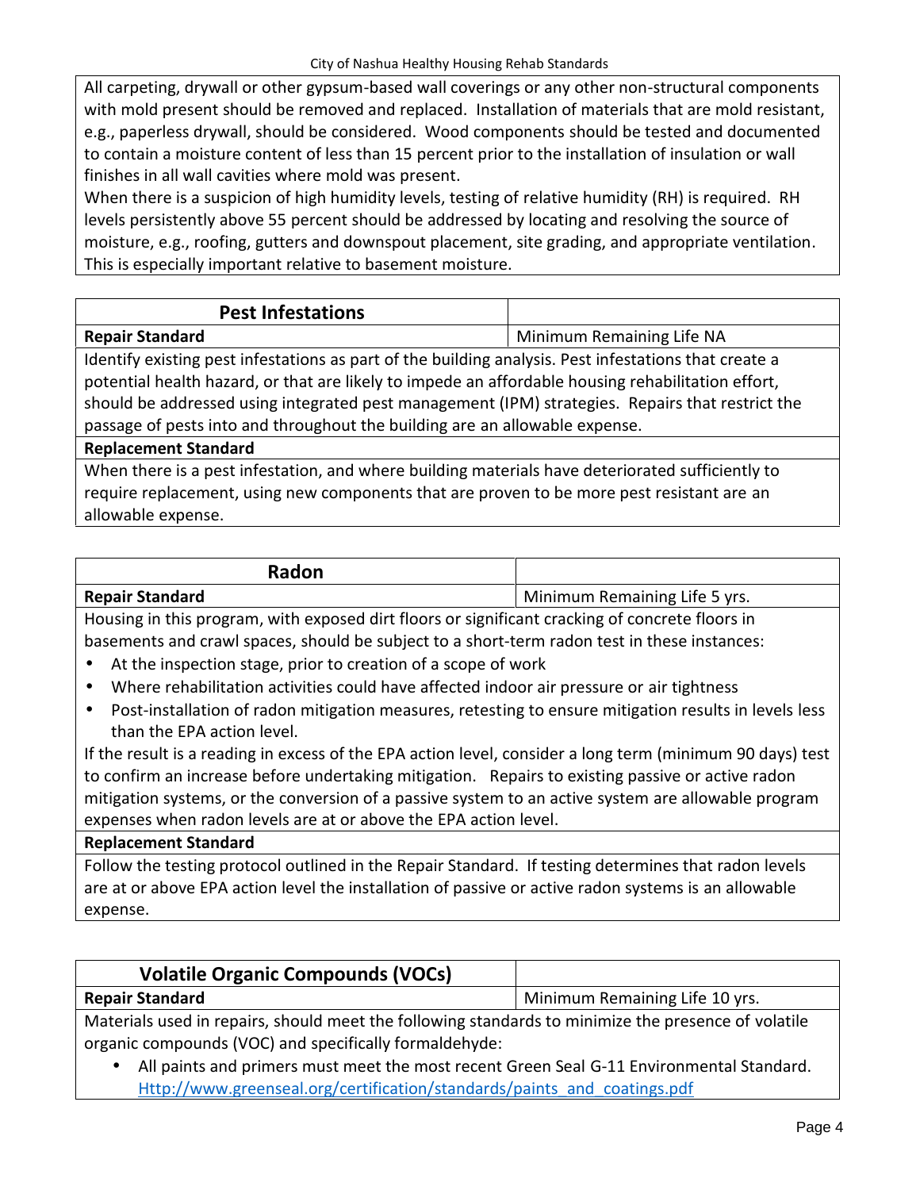All carpeting, drywall or other gypsum-based wall coverings or any other non-structural components with mold present should be removed and replaced. Installation of materials that are mold resistant, e.g., paperless drywall, should be considered. Wood components should be tested and documented to contain a moisture content of less than 15 percent prior to the installation of insulation or wall finishes in all wall cavities where mold was present.

When there is a suspicion of high humidity levels, testing of relative humidity (RH) is required. RH levels persistently above 55 percent should be addressed by locating and resolving the source of moisture, e.g., roofing, gutters and downspout placement, site grading, and appropriate ventilation. This is especially important relative to basement moisture.

## Pest Infestations

**Repair Standard** — Minimum Remaining Life NA

Identify existing pest infestations as part of the building analysis. Pest infestations that create a potential health hazard, or that are likely to impede an affordable housing rehabilitation effort, should be addressed using integrated pest management (IPM) strategies. Repairs that restrict the passage of pests into and throughout the building are an allowable expense.

**Replacement Standard**

When there is a pest infestation, and where building materials have deteriorated sufficiently to require replacement, using new components that are proven to be more pest resistant are an allowable expense.

## Radon

**Repair Standard** — Minimum Remaining Life 5 yrs.

Housing in this program, with exposed dirt floors or significant cracking of concrete floors in basements and crawl spaces, should be subject to a short-term radon test in these instances:

- At the inspection stage, prior to creation of a scope of work
- Where rehabilitation activities could have affected indoor air pressure or air tightness
- Post-installation of radon mitigation measures, retesting to ensure mitigation results in levels less than the EPA action level.

If the result is a reading in excess of the EPA action level, consider a long term (minimum 90 days) test to confirm an increase before undertaking mitigation. Repairs to existing passive or active radon mitigation systems, or the conversion of a passive system to an active system are allowable program expenses when radon levels are at or above the EPA action level.

**Replacement Standard**

Follow the testing protocol outlined in the Repair Standard. If testing determines that radon levels are at or above EPA action level the installation of passive or active radon systems is an allowable expense.

## Volatile Organic Compounds (VOCs)

**Repair Standard** — Minimum Remaining Life 10 yrs.

Materials used in repairs, should meet the following standards to minimize the presence of volatile organic compounds (VOC) and specifically formaldehyde:

- All paints and primers must meet the most recent Green Seal G-11 Environmental Standard. Http://www.greenseal.org/certification/standards/paints_and_coatings.pdf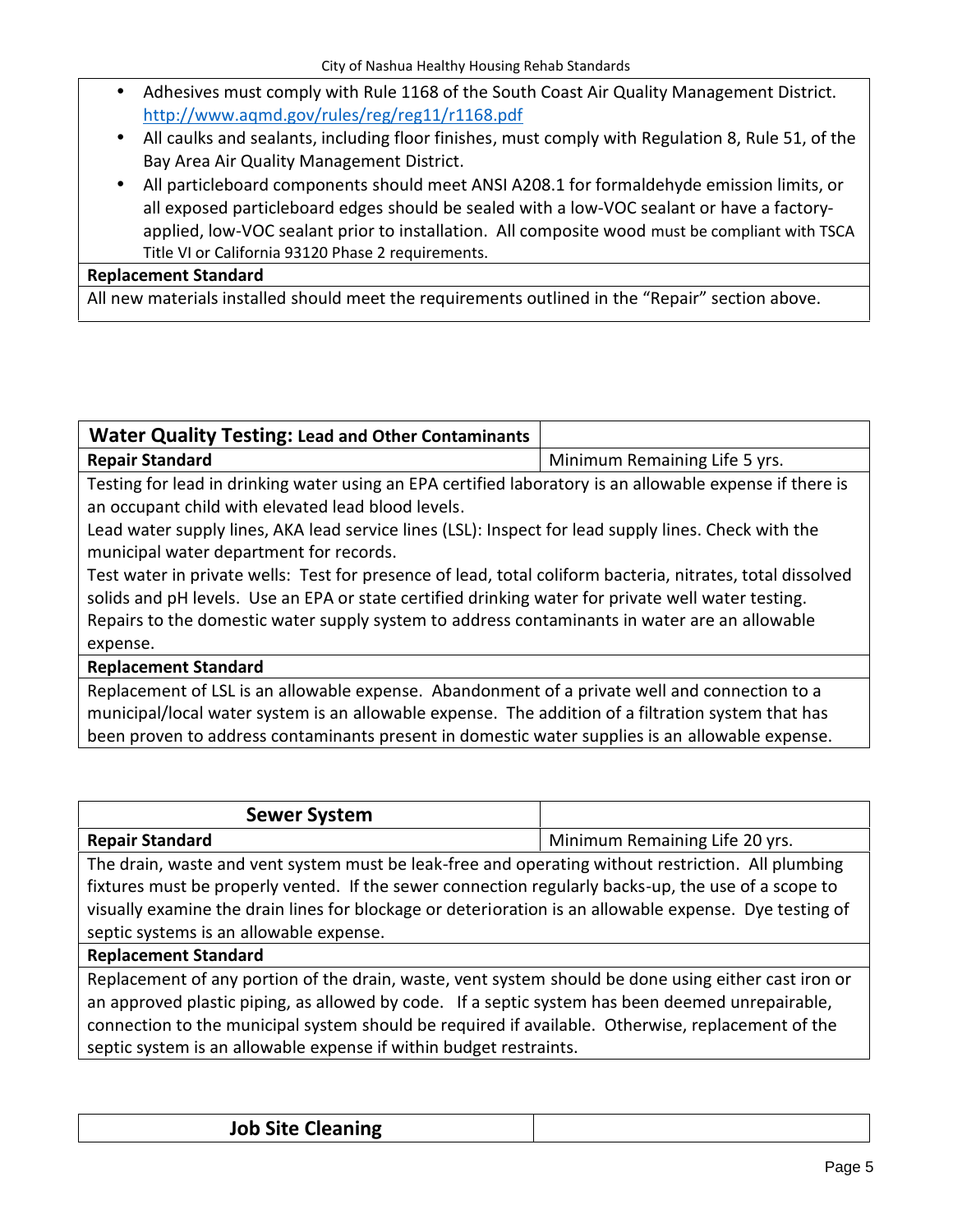- Adhesives must comply with Rule 1168 of the South Coast Air Quality Management District. http://www.aqmd.gov/rules/reg/reg11/r1168.pdf
- All caulks and sealants, including floor finishes, must comply with Regulation 8, Rule 51, of the Bay Area Air Quality Management District.
- All particleboard components should meet ANSI A208.1 for formaldehyde emission limits, or all exposed particleboard edges should be sealed with a low-VOC sealant or have a factory-applied, low-VOC sealant prior to installation. All composite wood must be compliant with TSCA Title VI or California 93120 Phase 2 requirements.

**Replacement Standard**

All new materials installed should meet the requirements outlined in the "Repair" section above.

## Water Quality Testing: Lead and Other Contaminants

| **Repair Standard** | Minimum Remaining Life 5 yrs. |
|---|---|

Testing for lead in drinking water using an EPA certified laboratory is an allowable expense if there is an occupant child with elevated lead blood levels.

Lead water supply lines, AKA lead service lines (LSL): Inspect for lead supply lines. Check with the municipal water department for records.

Test water in private wells: Test for presence of lead, total coliform bacteria, nitrates, total dissolved solids and pH levels. Use an EPA or state certified drinking water for private well water testing.

Repairs to the domestic water supply system to address contaminants in water are an allowable expense.

**Replacement Standard**

Replacement of LSL is an allowable expense. Abandonment of a private well and connection to a municipal/local water system is an allowable expense. The addition of a filtration system that has been proven to address contaminants present in domestic water supplies is an allowable expense.

## Sewer System

| **Repair Standard** | Minimum Remaining Life 20 yrs. |
|---|---|

The drain, waste and vent system must be leak-free and operating without restriction. All plumbing fixtures must be properly vented. If the sewer connection regularly backs-up, the use of a scope to visually examine the drain lines for blockage or deterioration is an allowable expense. Dye testing of septic systems is an allowable expense.

**Replacement Standard**

Replacement of any portion of the drain, waste, vent system should be done using either cast iron or an approved plastic piping, as allowed by code. If a septic system has been deemed unrepairable, connection to the municipal system should be required if available. Otherwise, replacement of the septic system is an allowable expense if within budget restraints.

## Job Site Cleaning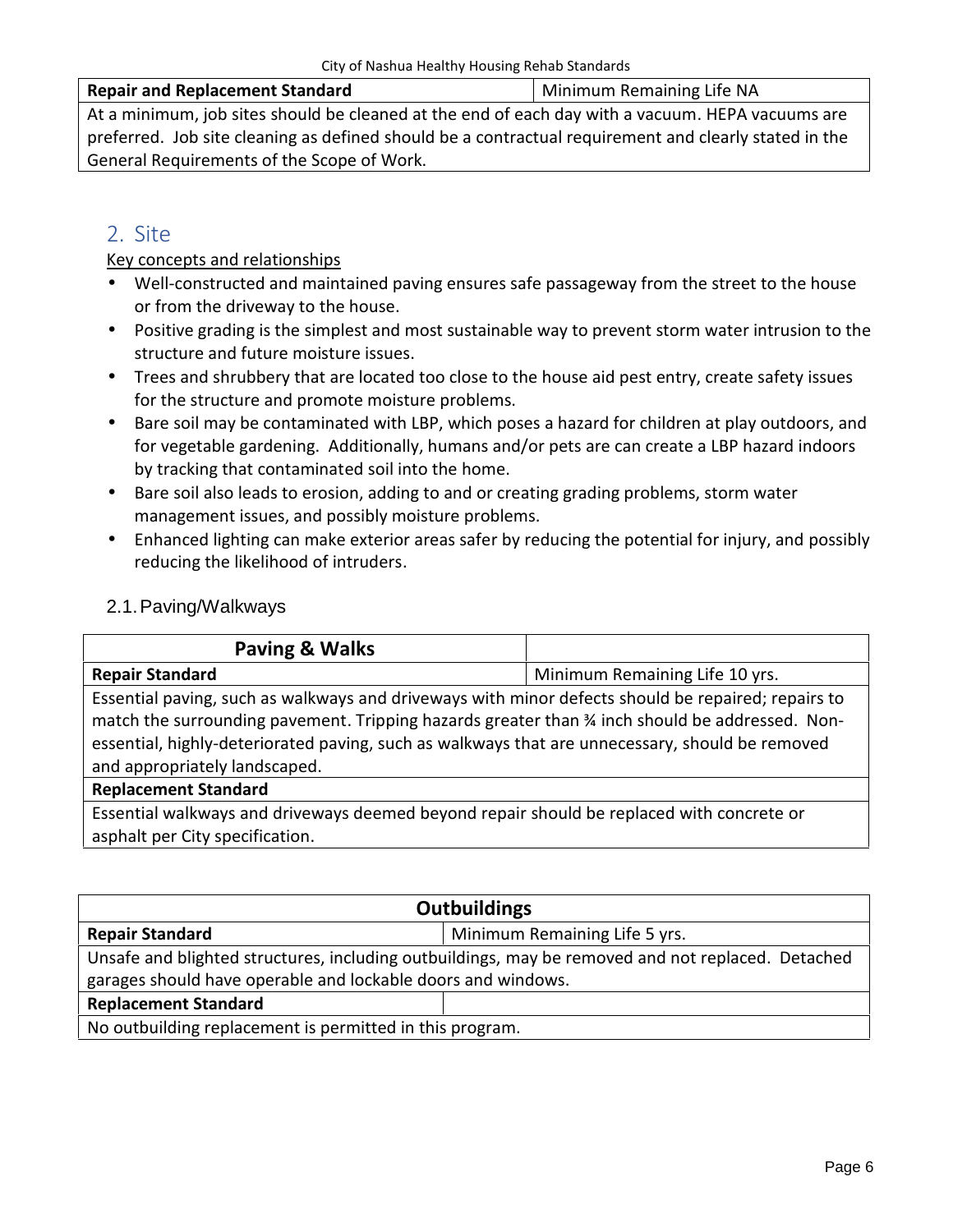| Repair and Replacement Standard | Minimum Remaining Life NA |
| --- | --- |
| At a minimum, job sites should be cleaned at the end of each day with a vacuum. HEPA vacuums are preferred. Job site cleaning as defined should be a contractual requirement and clearly stated in the General Requirements of the Scope of Work. | |

## 2. Site

Key concepts and relationships

- Well-constructed and maintained paving ensures safe passageway from the street to the house or from the driveway to the house.
- Positive grading is the simplest and most sustainable way to prevent storm water intrusion to the structure and future moisture issues.
- Trees and shrubbery that are located too close to the house aid pest entry, create safety issues for the structure and promote moisture problems.
- Bare soil may be contaminated with LBP, which poses a hazard for children at play outdoors, and for vegetable gardening. Additionally, humans and/or pets are can create a LBP hazard indoors by tracking that contaminated soil into the home.
- Bare soil also leads to erosion, adding to and or creating grading problems, storm water management issues, and possibly moisture problems.
- Enhanced lighting can make exterior areas safer by reducing the potential for injury, and possibly reducing the likelihood of intruders.

### 2.1. Paving/Walkways

| Paving & Walks | |
| --- | --- |
| **Repair Standard** | Minimum Remaining Life 10 yrs. |
| Essential paving, such as walkways and driveways with minor defects should be repaired; repairs to match the surrounding pavement. Tripping hazards greater than ¾ inch should be addressed. Non-essential, highly-deteriorated paving, such as walkways that are unnecessary, should be removed and appropriately landscaped. | |
| **Replacement Standard** | |
| Essential walkways and driveways deemed beyond repair should be replaced with concrete or asphalt per City specification. | |

| Outbuildings | |
| --- | --- |
| **Repair Standard** | Minimum Remaining Life 5 yrs. |
| Unsafe and blighted structures, including outbuildings, may be removed and not replaced. Detached garages should have operable and lockable doors and windows. | |
| **Replacement Standard** | |
| No outbuilding replacement is permitted in this program. | |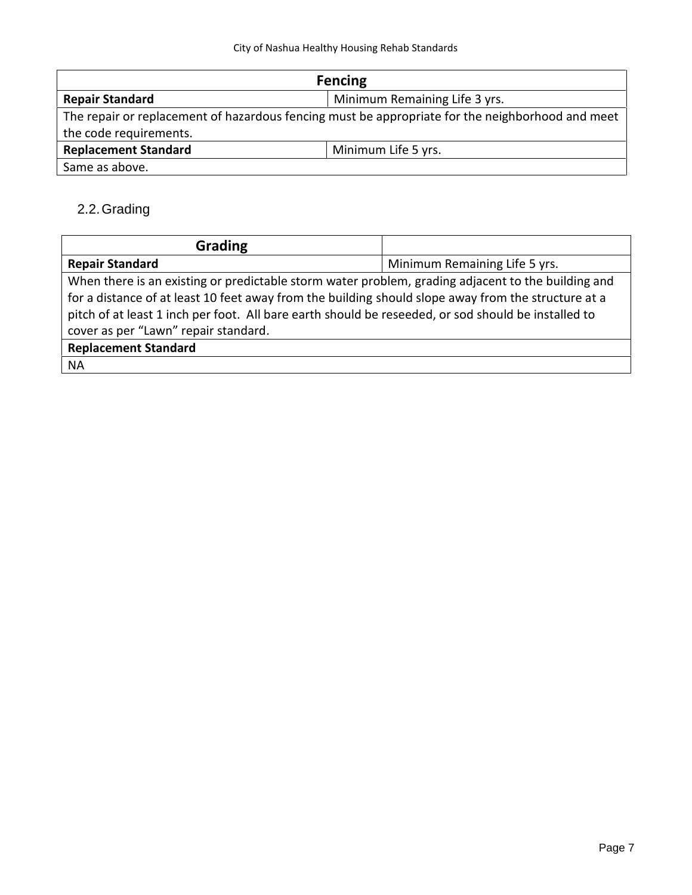| Fencing | |
|---|---|
| **Repair Standard** | Minimum Remaining Life 3 yrs. |
| The repair or replacement of hazardous fencing must be appropriate for the neighborhood and meet the code requirements. | |
| **Replacement Standard** | Minimum Life 5 yrs. |
| Same as above. | |

## 2.2. Grading

| Grading | |
|---|---|
| **Repair Standard** | Minimum Remaining Life 5 yrs. |
| When there is an existing or predictable storm water problem, grading adjacent to the building and for a distance of at least 10 feet away from the building should slope away from the structure at a pitch of at least 1 inch per foot. All bare earth should be reseeded, or sod should be installed to cover as per "Lawn" repair standard. | |
| **Replacement Standard** | |
| NA | |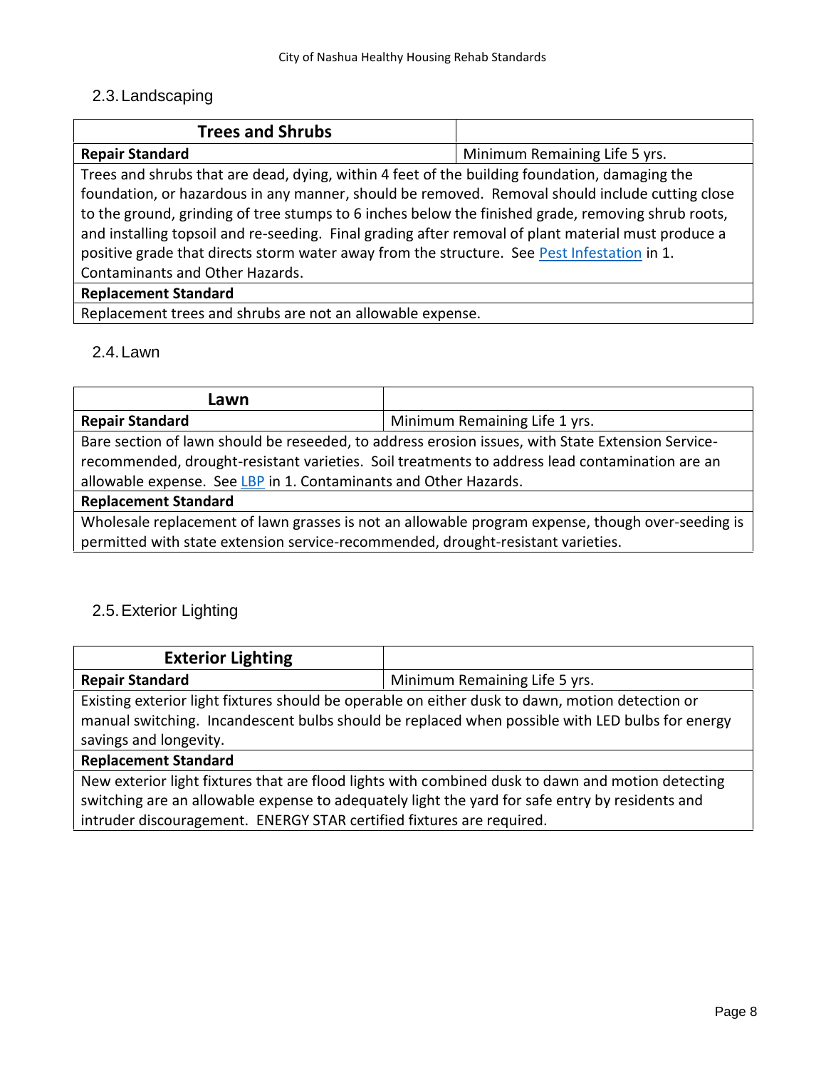## 2.3. Landscaping

| Trees and Shrubs | |
|---|---|
| **Repair Standard** | Minimum Remaining Life 5 yrs. |
| Trees and shrubs that are dead, dying, within 4 feet of the building foundation, damaging the foundation, or hazardous in any manner, should be removed. Removal should include cutting close to the ground, grinding of tree stumps to 6 inches below the finished grade, removing shrub roots, and installing topsoil and re-seeding. Final grading after removal of plant material must produce a positive grade that directs storm water away from the structure. See Pest Infestation in 1. Contaminants and Other Hazards. | |
| **Replacement Standard** | |
| Replacement trees and shrubs are not an allowable expense. | |

## 2.4. Lawn

| Lawn | |
|---|---|
| **Repair Standard** | Minimum Remaining Life 1 yrs. |
| Bare section of lawn should be reseeded, to address erosion issues, with State Extension Service-recommended, drought-resistant varieties. Soil treatments to address lead contamination are an allowable expense. See LBP in 1. Contaminants and Other Hazards. | |
| **Replacement Standard** | |
| Wholesale replacement of lawn grasses is not an allowable program expense, though over-seeding is permitted with state extension service-recommended, drought-resistant varieties. | |

## 2.5. Exterior Lighting

| Exterior Lighting | |
|---|---|
| **Repair Standard** | Minimum Remaining Life 5 yrs. |
| Existing exterior light fixtures should be operable on either dusk to dawn, motion detection or manual switching. Incandescent bulbs should be replaced when possible with LED bulbs for energy savings and longevity. | |
| **Replacement Standard** | |
| New exterior light fixtures that are flood lights with combined dusk to dawn and motion detecting switching are an allowable expense to adequately light the yard for safe entry by residents and intruder discouragement. ENERGY STAR certified fixtures are required. | |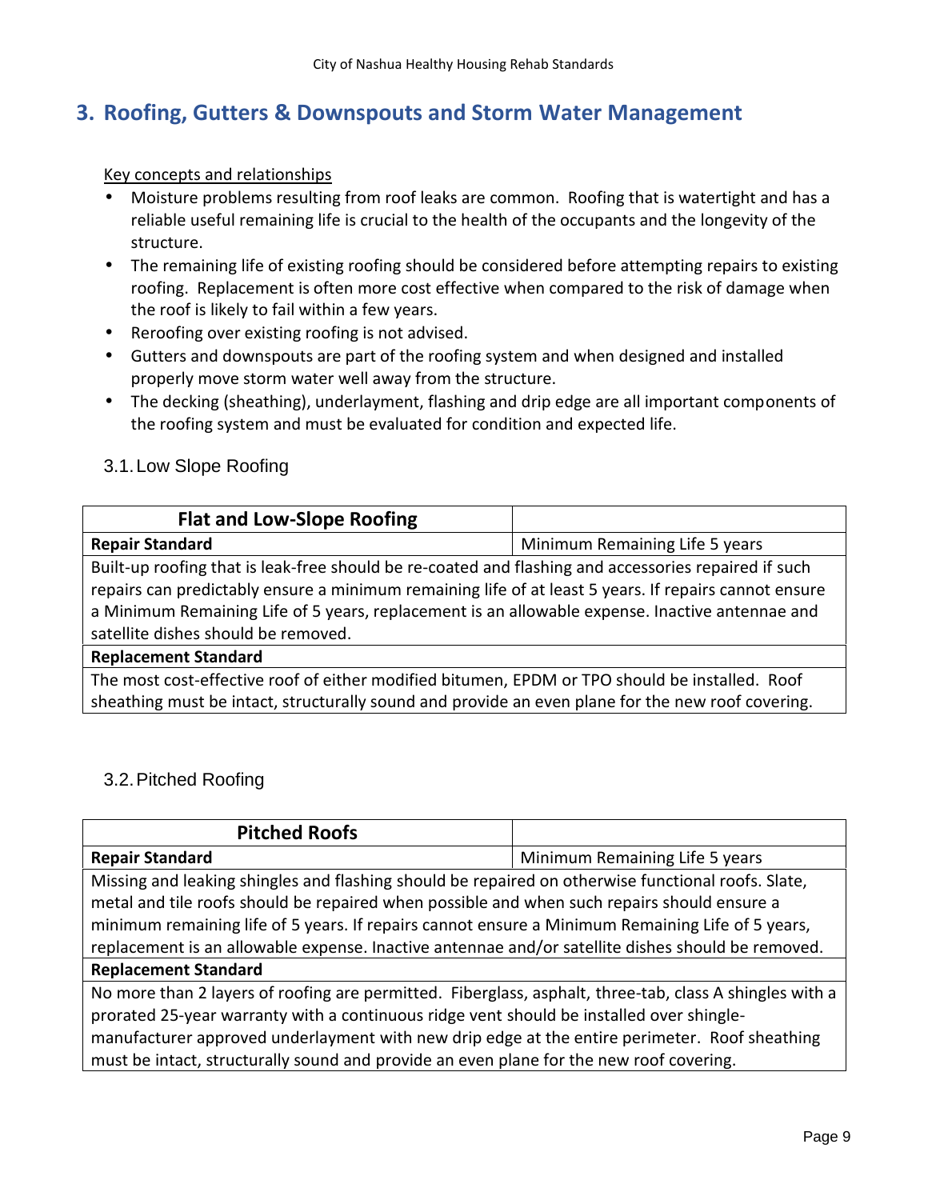## 3. Roofing, Gutters & Downspouts and Storm Water Management

Key concepts and relationships

- Moisture problems resulting from roof leaks are common. Roofing that is watertight and has a reliable useful remaining life is crucial to the health of the occupants and the longevity of the structure.
- The remaining life of existing roofing should be considered before attempting repairs to existing roofing. Replacement is often more cost effective when compared to the risk of damage when the roof is likely to fail within a few years.
- Reroofing over existing roofing is not advised.
- Gutters and downspouts are part of the roofing system and when designed and installed properly move storm water well away from the structure.
- The decking (sheathing), underlayment, flashing and drip edge are all important components of the roofing system and must be evaluated for condition and expected life.

### 3.1. Low Slope Roofing

| **Flat and Low-Slope Roofing** | |
|---|---|
| **Repair Standard** | Minimum Remaining Life 5 years |
| Built-up roofing that is leak-free should be re-coated and flashing and accessories repaired if such repairs can predictably ensure a minimum remaining life of at least 5 years. If repairs cannot ensure a Minimum Remaining Life of 5 years, replacement is an allowable expense. Inactive antennae and satellite dishes should be removed. | |
| **Replacement Standard** | |
| The most cost-effective roof of either modified bitumen, EPDM or TPO should be installed. Roof sheathing must be intact, structurally sound and provide an even plane for the new roof covering. | |

### 3.2. Pitched Roofing

| **Pitched Roofs** | |
|---|---|
| **Repair Standard** | Minimum Remaining Life 5 years |
| Missing and leaking shingles and flashing should be repaired on otherwise functional roofs. Slate, metal and tile roofs should be repaired when possible and when such repairs should ensure a minimum remaining life of 5 years. If repairs cannot ensure a Minimum Remaining Life of 5 years, replacement is an allowable expense. Inactive antennae and/or satellite dishes should be removed. | |
| **Replacement Standard** | |
| No more than 2 layers of roofing are permitted. Fiberglass, asphalt, three-tab, class A shingles with a prorated 25-year warranty with a continuous ridge vent should be installed over shingle-manufacturer approved underlayment with new drip edge at the entire perimeter. Roof sheathing must be intact, structurally sound and provide an even plane for the new roof covering. | |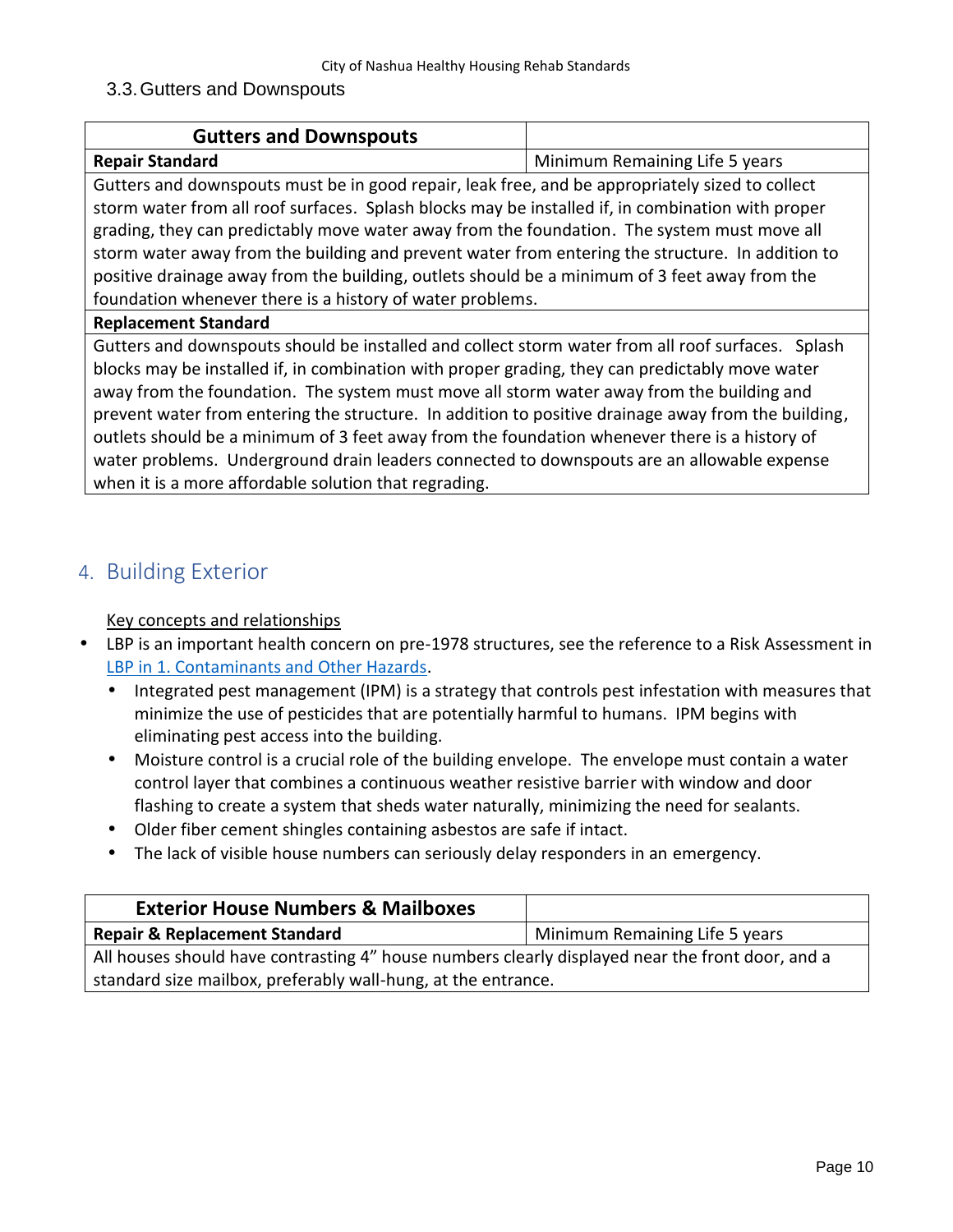### 3.3. Gutters and Downspouts

| Gutters and Downspouts | |
|---|---|
| **Repair Standard** | Minimum Remaining Life 5 years |
| Gutters and downspouts must be in good repair, leak free, and be appropriately sized to collect storm water from all roof surfaces. Splash blocks may be installed if, in combination with proper grading, they can predictably move water away from the foundation. The system must move all storm water away from the building and prevent water from entering the structure. In addition to positive drainage away from the building, outlets should be a minimum of 3 feet away from the foundation whenever there is a history of water problems. | |
| **Replacement Standard** | |
| Gutters and downspouts should be installed and collect storm water from all roof surfaces. Splash blocks may be installed if, in combination with proper grading, they can predictably move water away from the foundation. The system must move all storm water away from the building and prevent water from entering the structure. In addition to positive drainage away from the building, outlets should be a minimum of 3 feet away from the foundation whenever there is a history of water problems. Underground drain leaders connected to downspouts are an allowable expense when it is a more affordable solution that regrading. | |

## 4. Building Exterior

Key concepts and relationships

- LBP is an important health concern on pre-1978 structures, see the reference to a Risk Assessment in LBP in 1. Contaminants and Other Hazards.
  - Integrated pest management (IPM) is a strategy that controls pest infestation with measures that minimize the use of pesticides that are potentially harmful to humans. IPM begins with eliminating pest access into the building.
  - Moisture control is a crucial role of the building envelope. The envelope must contain a water control layer that combines a continuous weather resistive barrier with window and door flashing to create a system that sheds water naturally, minimizing the need for sealants.
  - Older fiber cement shingles containing asbestos are safe if intact.
  - The lack of visible house numbers can seriously delay responders in an emergency.

| Exterior House Numbers & Mailboxes | |
|---|---|
| **Repair & Replacement Standard** | Minimum Remaining Life 5 years |
| All houses should have contrasting 4" house numbers clearly displayed near the front door, and a standard size mailbox, preferably wall-hung, at the entrance. | |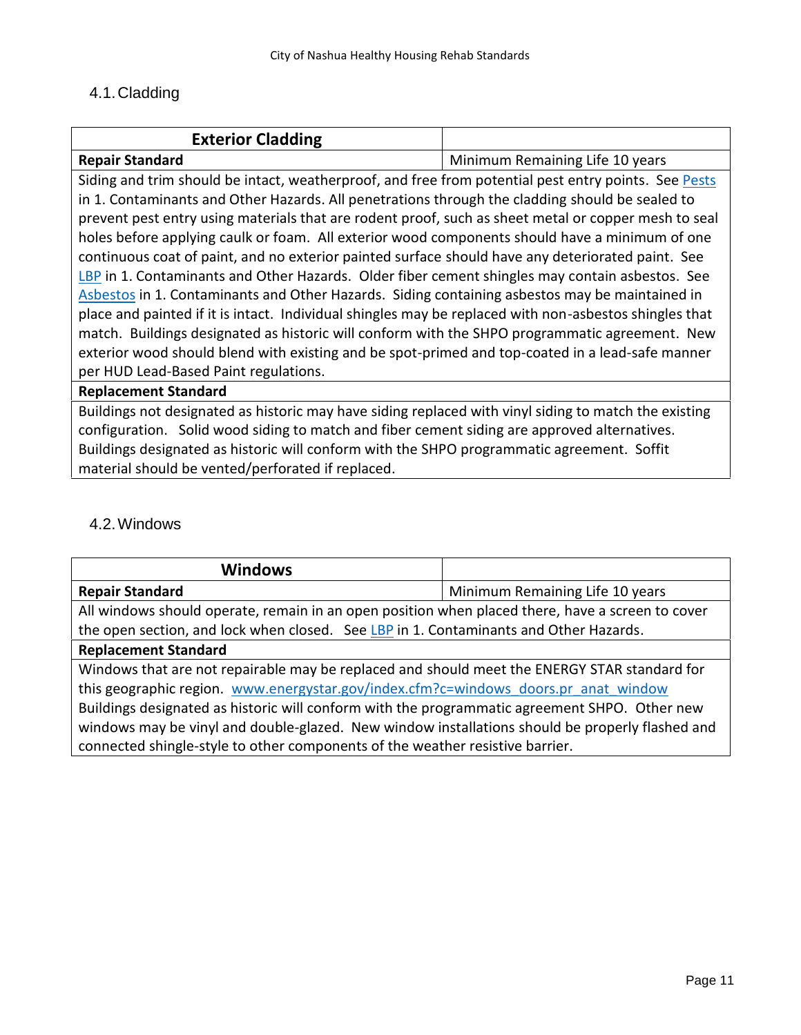## 4.1. Cladding

| Exterior Cladding | |
|---|---|
| **Repair Standard** | Minimum Remaining Life 10 years |
| Siding and trim should be intact, weatherproof, and free from potential pest entry points. See Pests in 1. Contaminants and Other Hazards. All penetrations through the cladding should be sealed to prevent pest entry using materials that are rodent proof, such as sheet metal or copper mesh to seal holes before applying caulk or foam. All exterior wood components should have a minimum of one continuous coat of paint, and no exterior painted surface should have any deteriorated paint. See LBP in 1. Contaminants and Other Hazards. Older fiber cement shingles may contain asbestos. See Asbestos in 1. Contaminants and Other Hazards. Siding containing asbestos may be maintained in place and painted if it is intact. Individual shingles may be replaced with non-asbestos shingles that match. Buildings designated as historic will conform with the SHPO programmatic agreement. New exterior wood should blend with existing and be spot-primed and top-coated in a lead-safe manner per HUD Lead-Based Paint regulations. | |
| **Replacement Standard** | |
| Buildings not designated as historic may have siding replaced with vinyl siding to match the existing configuration. Solid wood siding to match and fiber cement siding are approved alternatives. Buildings designated as historic will conform with the SHPO programmatic agreement. Soffit material should be vented/perforated if replaced. | |

## 4.2. Windows

| Windows | |
|---|---|
| **Repair Standard** | Minimum Remaining Life 10 years |
| All windows should operate, remain in an open position when placed there, have a screen to cover the open section, and lock when closed. See LBP in 1. Contaminants and Other Hazards. | |
| **Replacement Standard** | |
| Windows that are not repairable may be replaced and should meet the ENERGY STAR standard for this geographic region. www.energystar.gov/index.cfm?c=windows_doors.pr_anat_window Buildings designated as historic will conform with the programmatic agreement SHPO. Other new windows may be vinyl and double-glazed. New window installations should be properly flashed and connected shingle-style to other components of the weather resistive barrier. | |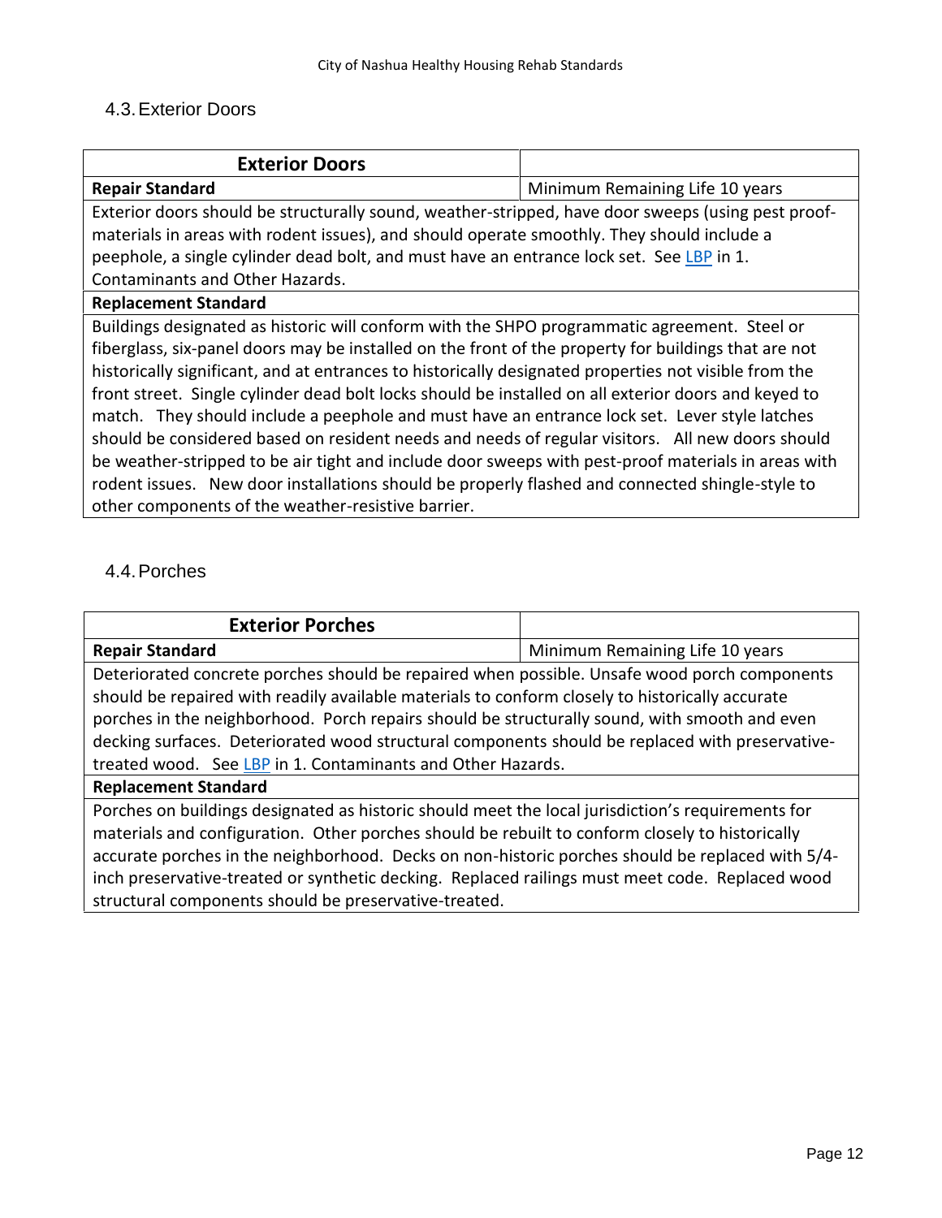## 4.3. Exterior Doors

| **Exterior Doors** | |
|---|---|
| **Repair Standard** | Minimum Remaining Life 10 years |
| Exterior doors should be structurally sound, weather-stripped, have door sweeps (using pest proof-materials in areas with rodent issues), and should operate smoothly. They should include a peephole, a single cylinder dead bolt, and must have an entrance lock set. See [LBP] in 1. Contaminants and Other Hazards. | |
| **Replacement Standard** | |
| Buildings designated as historic will conform with the SHPO programmatic agreement. Steel or fiberglass, six-panel doors may be installed on the front of the property for buildings that are not historically significant, and at entrances to historically designated properties not visible from the front street. Single cylinder dead bolt locks should be installed on all exterior doors and keyed to match. They should include a peephole and must have an entrance lock set. Lever style latches should be considered based on resident needs and needs of regular visitors. All new doors should be weather-stripped to be air tight and include door sweeps with pest-proof materials in areas with rodent issues. New door installations should be properly flashed and connected shingle-style to other components of the weather-resistive barrier. | |

## 4.4. Porches

| **Exterior Porches** | |
|---|---|
| **Repair Standard** | Minimum Remaining Life 10 years |
| Deteriorated concrete porches should be repaired when possible. Unsafe wood porch components should be repaired with readily available materials to conform closely to historically accurate porches in the neighborhood. Porch repairs should be structurally sound, with smooth and even decking surfaces. Deteriorated wood structural components should be replaced with preservative-treated wood. See [LBP] in 1. Contaminants and Other Hazards. | |
| **Replacement Standard** | |
| Porches on buildings designated as historic should meet the local jurisdiction's requirements for materials and configuration. Other porches should be rebuilt to conform closely to historically accurate porches in the neighborhood. Decks on non-historic porches should be replaced with 5/4-inch preservative-treated or synthetic decking. Replaced railings must meet code. Replaced wood structural components should be preservative-treated. | |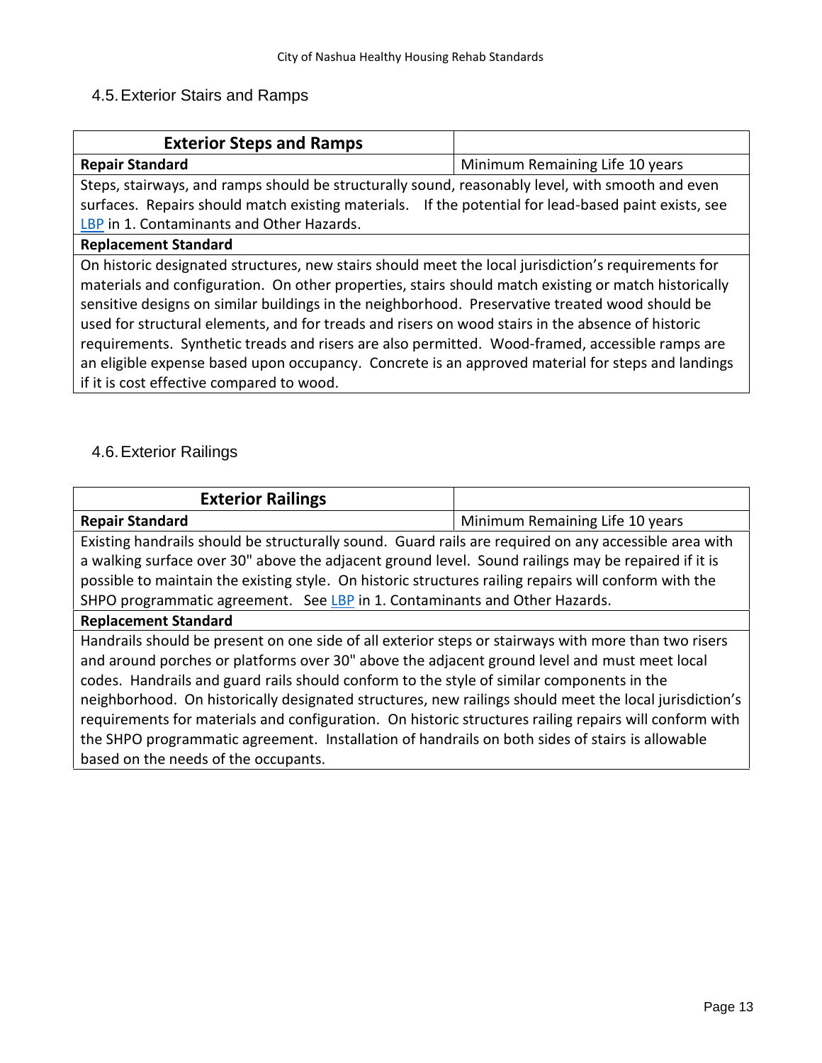## 4.5. Exterior Stairs and Ramps

| **Exterior Steps and Ramps** | |
|---|---|
| **Repair Standard** | Minimum Remaining Life 10 years |
| Steps, stairways, and ramps should be structurally sound, reasonably level, with smooth and even surfaces. Repairs should match existing materials. If the potential for lead-based paint exists, see LBP in 1. Contaminants and Other Hazards. | |
| **Replacement Standard** | |
| On historic designated structures, new stairs should meet the local jurisdiction's requirements for materials and configuration. On other properties, stairs should match existing or match historically sensitive designs on similar buildings in the neighborhood. Preservative treated wood should be used for structural elements, and for treads and risers on wood stairs in the absence of historic requirements. Synthetic treads and risers are also permitted. Wood-framed, accessible ramps are an eligible expense based upon occupancy. Concrete is an approved material for steps and landings if it is cost effective compared to wood. | |

## 4.6. Exterior Railings

| **Exterior Railings** | |
|---|---|
| **Repair Standard** | Minimum Remaining Life 10 years |
| Existing handrails should be structurally sound. Guard rails are required on any accessible area with a walking surface over 30" above the adjacent ground level. Sound railings may be repaired if it is possible to maintain the existing style. On historic structures railing repairs will conform with the SHPO programmatic agreement. See LBP in 1. Contaminants and Other Hazards. | |
| **Replacement Standard** | |
| Handrails should be present on one side of all exterior steps or stairways with more than two risers and around porches or platforms over 30" above the adjacent ground level and must meet local codes. Handrails and guard rails should conform to the style of similar components in the neighborhood. On historically designated structures, new railings should meet the local jurisdiction's requirements for materials and configuration. On historic structures railing repairs will conform with the SHPO programmatic agreement. Installation of handrails on both sides of stairs is allowable based on the needs of the occupants. | |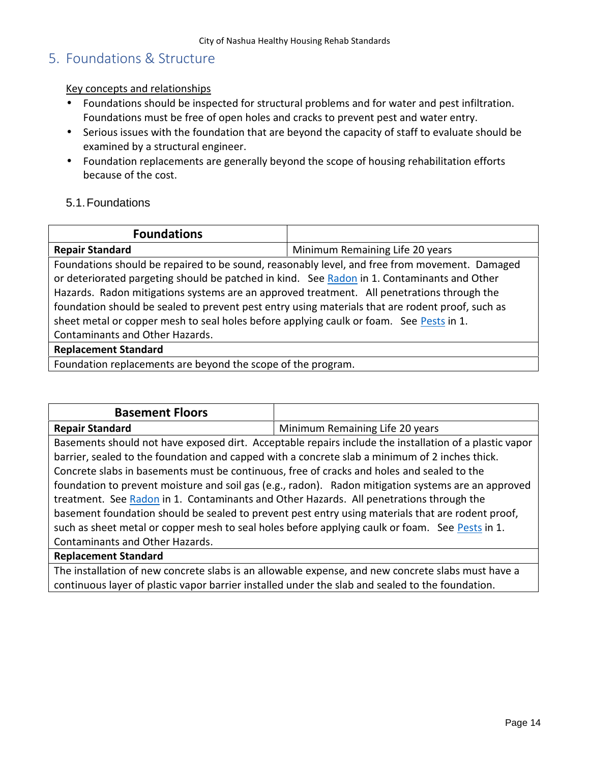## 5. Foundations & Structure

<u>Key concepts and relationships</u>

- Foundations should be inspected for structural problems and for water and pest infiltration. Foundations must be free of open holes and cracks to prevent pest and water entry.
- Serious issues with the foundation that are beyond the capacity of staff to evaluate should be examined by a structural engineer.
- Foundation replacements are generally beyond the scope of housing rehabilitation efforts because of the cost.

### 5.1. Foundations

| **Foundations** | |
|---|---|
| **Repair Standard** | Minimum Remaining Life 20 years |
| Foundations should be repaired to be sound, reasonably level, and free from movement. Damaged or deteriorated pargeting should be patched in kind. See Radon in 1. Contaminants and Other Hazards. Radon mitigations systems are an approved treatment. All penetrations through the foundation should be sealed to prevent pest entry using materials that are rodent proof, such as sheet metal or copper mesh to seal holes before applying caulk or foam. See Pests in 1. Contaminants and Other Hazards. | |
| **Replacement Standard** | |
| Foundation replacements are beyond the scope of the program. | |

| **Basement Floors** | |
|---|---|
| **Repair Standard** | Minimum Remaining Life 20 years |
| Basements should not have exposed dirt. Acceptable repairs include the installation of a plastic vapor barrier, sealed to the foundation and capped with a concrete slab a minimum of 2 inches thick. Concrete slabs in basements must be continuous, free of cracks and holes and sealed to the foundation to prevent moisture and soil gas (e.g., radon). Radon mitigation systems are an approved treatment. See Radon in 1. Contaminants and Other Hazards. All penetrations through the basement foundation should be sealed to prevent pest entry using materials that are rodent proof, such as sheet metal or copper mesh to seal holes before applying caulk or foam. See Pests in 1. Contaminants and Other Hazards. | |
| **Replacement Standard** | |
| The installation of new concrete slabs is an allowable expense, and new concrete slabs must have a continuous layer of plastic vapor barrier installed under the slab and sealed to the foundation. | |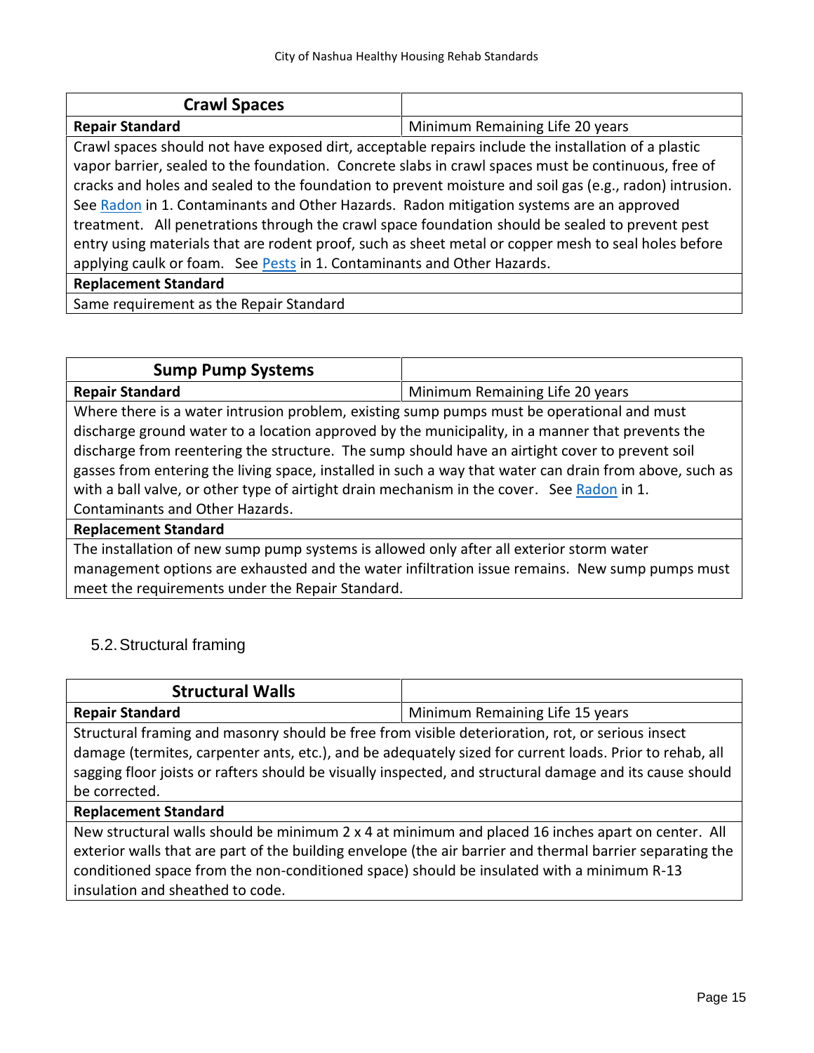| Crawl Spaces | |
|---|---|
| **Repair Standard** | Minimum Remaining Life 20 years |
| Crawl spaces should not have exposed dirt, acceptable repairs include the installation of a plastic vapor barrier, sealed to the foundation. Concrete slabs in crawl spaces must be continuous, free of cracks and holes and sealed to the foundation to prevent moisture and soil gas (e.g., radon) intrusion. See Radon in 1. Contaminants and Other Hazards. Radon mitigation systems are an approved treatment. All penetrations through the crawl space foundation should be sealed to prevent pest entry using materials that are rodent proof, such as sheet metal or copper mesh to seal holes before applying caulk or foam. See Pests in 1. Contaminants and Other Hazards. | |
| **Replacement Standard** | |
| Same requirement as the Repair Standard | |

| Sump Pump Systems | |
|---|---|
| **Repair Standard** | Minimum Remaining Life 20 years |
| Where there is a water intrusion problem, existing sump pumps must be operational and must discharge ground water to a location approved by the municipality, in a manner that prevents the discharge from reentering the structure. The sump should have an airtight cover to prevent soil gasses from entering the living space, installed in such a way that water can drain from above, such as with a ball valve, or other type of airtight drain mechanism in the cover. See Radon in 1. Contaminants and Other Hazards. | |
| **Replacement Standard** | |
| The installation of new sump pump systems is allowed only after all exterior storm water management options are exhausted and the water infiltration issue remains. New sump pumps must meet the requirements under the Repair Standard. | |

## 5.2. Structural framing

| Structural Walls | |
|---|---|
| **Repair Standard** | Minimum Remaining Life 15 years |
| Structural framing and masonry should be free from visible deterioration, rot, or serious insect damage (termites, carpenter ants, etc.), and be adequately sized for current loads. Prior to rehab, all sagging floor joists or rafters should be visually inspected, and structural damage and its cause should be corrected. | |
| **Replacement Standard** | |
| New structural walls should be minimum 2 x 4 at minimum and placed 16 inches apart on center. All exterior walls that are part of the building envelope (the air barrier and thermal barrier separating the conditioned space from the non-conditioned space) should be insulated with a minimum R-13 insulation and sheathed to code. | |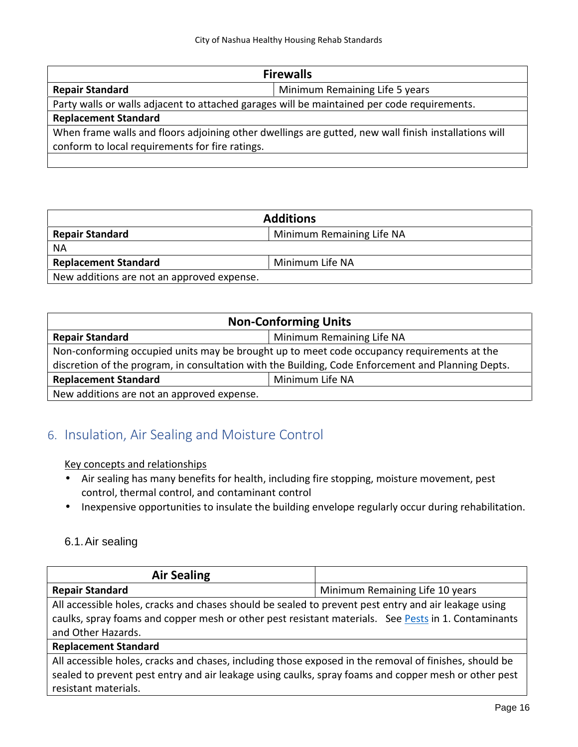| Firewalls | |
|---|---|
| **Repair Standard** | Minimum Remaining Life 5 years |
| Party walls or walls adjacent to attached garages will be maintained per code requirements. | |
| **Replacement Standard** | |
| When frame walls and floors adjoining other dwellings are gutted, new wall finish installations will conform to local requirements for fire ratings. | |
| | |

| Additions | |
|---|---|
| **Repair Standard** | Minimum Remaining Life NA |
| NA | |
| **Replacement Standard** | Minimum Life NA |
| New additions are not an approved expense. | |

| Non-Conforming Units | |
|---|---|
| **Repair Standard** | Minimum Remaining Life NA |
| Non-conforming occupied units may be brought up to meet code occupancy requirements at the discretion of the program, in consultation with the Building, Code Enforcement and Planning Depts. | |
| **Replacement Standard** | Minimum Life NA |
| New additions are not an approved expense. | |

## 6. Insulation, Air Sealing and Moisture Control

Key concepts and relationships

- Air sealing has many benefits for health, including fire stopping, moisture movement, pest control, thermal control, and contaminant control
- Inexpensive opportunities to insulate the building envelope regularly occur during rehabilitation.

### 6.1. Air sealing

| Air Sealing | |
|---|---|
| **Repair Standard** | Minimum Remaining Life 10 years |
| All accessible holes, cracks and chases should be sealed to prevent pest entry and air leakage using caulks, spray foams and copper mesh or other pest resistant materials. See Pests in 1. Contaminants and Other Hazards. | |
| **Replacement Standard** | |
| All accessible holes, cracks and chases, including those exposed in the removal of finishes, should be sealed to prevent pest entry and air leakage using caulks, spray foams and copper mesh or other pest resistant materials. | |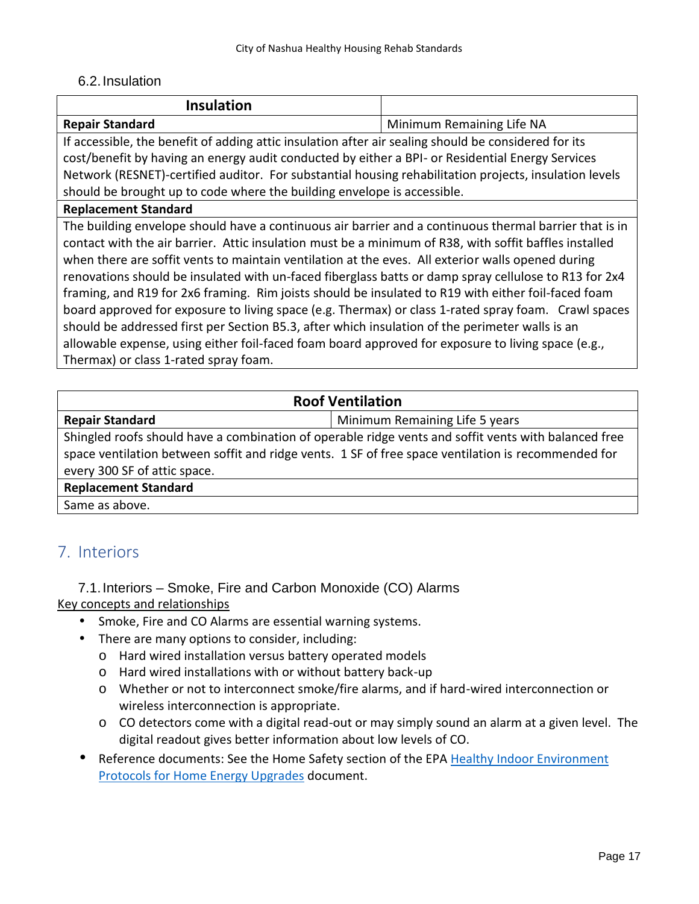### 6.2. Insulation

| Insulation | |
|---|---|
| **Repair Standard** | Minimum Remaining Life NA |
| If accessible, the benefit of adding attic insulation after air sealing should be considered for its cost/benefit by having an energy audit conducted by either a BPI- or Residential Energy Services Network (RESNET)-certified auditor. For substantial housing rehabilitation projects, insulation levels should be brought up to code where the building envelope is accessible. | |
| **Replacement Standard** | |
| The building envelope should have a continuous air barrier and a continuous thermal barrier that is in contact with the air barrier. Attic insulation must be a minimum of R38, with soffit baffles installed when there are soffit vents to maintain ventilation at the eves. All exterior walls opened during renovations should be insulated with un-faced fiberglass batts or damp spray cellulose to R13 for 2x4 framing, and R19 for 2x6 framing. Rim joists should be insulated to R19 with either foil-faced foam board approved for exposure to living space (e.g. Thermax) or class 1-rated spray foam. Crawl spaces should be addressed first per Section B5.3, after which insulation of the perimeter walls is an allowable expense, using either foil-faced foam board approved for exposure to living space (e.g., Thermax) or class 1-rated spray foam. | |

| Roof Ventilation | |
|---|---|
| **Repair Standard** | Minimum Remaining Life 5 years |
| Shingled roofs should have a combination of operable ridge vents and soffit vents with balanced free space ventilation between soffit and ridge vents. 1 SF of free space ventilation is recommended for every 300 SF of attic space. | |
| **Replacement Standard** | |
| Same as above. | |

## 7. Interiors

### 7.1. Interiors – Smoke, Fire and Carbon Monoxide (CO) Alarms

Key concepts and relationships

- Smoke, Fire and CO Alarms are essential warning systems.
- There are many options to consider, including:
  - Hard wired installation versus battery operated models
  - Hard wired installations with or without battery back-up
  - Whether or not to interconnect smoke/fire alarms, and if hard-wired interconnection or wireless interconnection is appropriate.
  - CO detectors come with a digital read-out or may simply sound an alarm at a given level. The digital readout gives better information about low levels of CO.
- Reference documents: See the Home Safety section of the EPA Healthy Indoor Environment Protocols for Home Energy Upgrades document.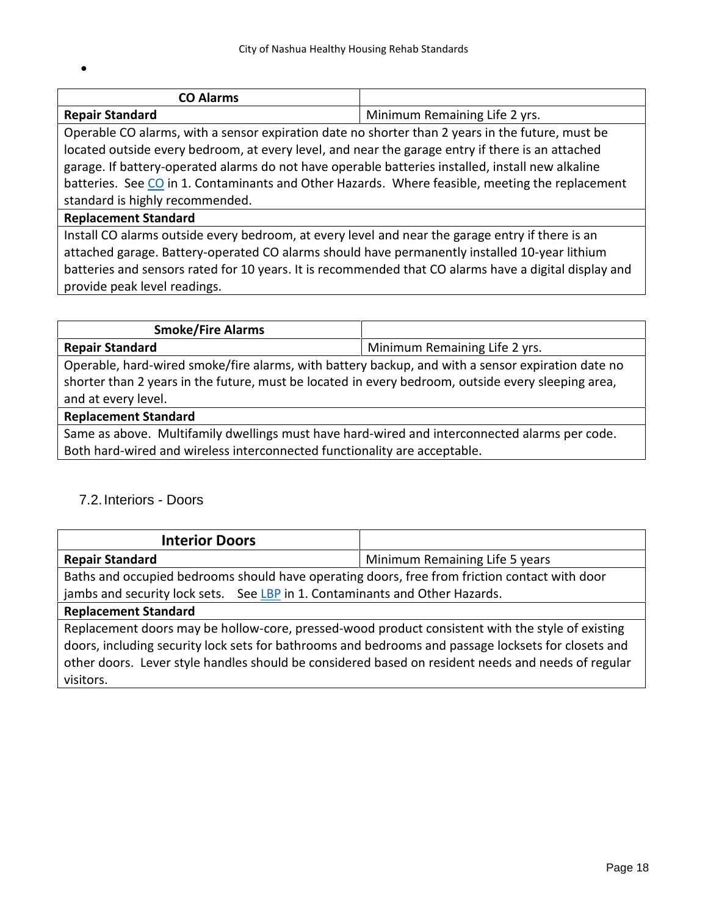| CO Alarms | |
|---|---|
| **Repair Standard** | Minimum Remaining Life 2 yrs. |
| Operable CO alarms, with a sensor expiration date no shorter than 2 years in the future, must be located outside every bedroom, at every level, and near the garage entry if there is an attached garage. If battery-operated alarms do not have operable batteries installed, install new alkaline batteries. See CO in 1. Contaminants and Other Hazards. Where feasible, meeting the replacement standard is highly recommended. | |
| **Replacement Standard** | |
| Install CO alarms outside every bedroom, at every level and near the garage entry if there is an attached garage. Battery-operated CO alarms should have permanently installed 10-year lithium batteries and sensors rated for 10 years. It is recommended that CO alarms have a digital display and provide peak level readings. | |

| Smoke/Fire Alarms | |
|---|---|
| **Repair Standard** | Minimum Remaining Life 2 yrs. |
| Operable, hard-wired smoke/fire alarms, with battery backup, and with a sensor expiration date no shorter than 2 years in the future, must be located in every bedroom, outside every sleeping area, and at every level. | |
| **Replacement Standard** | |
| Same as above. Multifamily dwellings must have hard-wired and interconnected alarms per code. Both hard-wired and wireless interconnected functionality are acceptable. | |

## 7.2. Interiors - Doors

| Interior Doors | |
|---|---|
| **Repair Standard** | Minimum Remaining Life 5 years |
| Baths and occupied bedrooms should have operating doors, free from friction contact with door jambs and security lock sets. See LBP in 1. Contaminants and Other Hazards. | |
| **Replacement Standard** | |
| Replacement doors may be hollow-core, pressed-wood product consistent with the style of existing doors, including security lock sets for bathrooms and bedrooms and passage locksets for closets and other doors. Lever style handles should be considered based on resident needs and needs of regular visitors. | |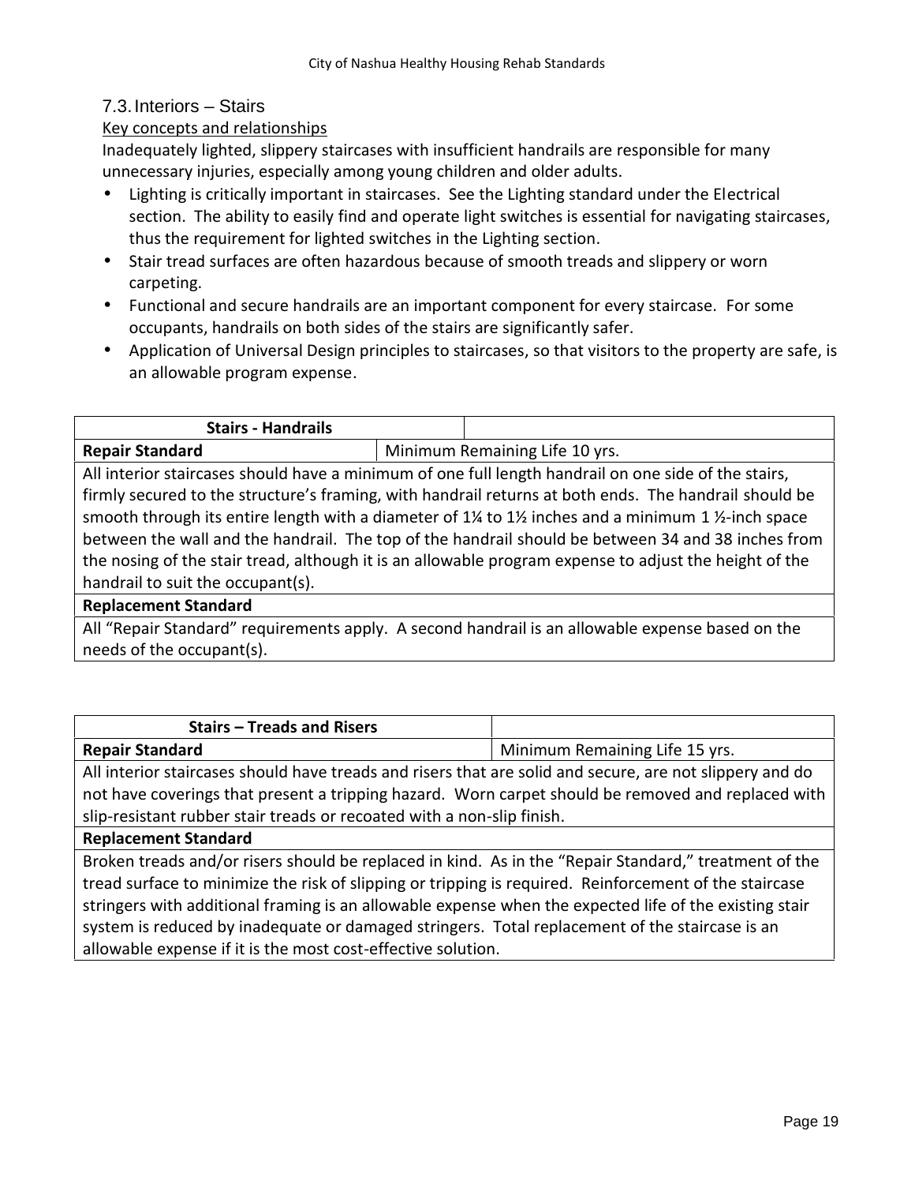## 7.3. Interiors – Stairs

Key concepts and relationships

Inadequately lighted, slippery staircases with insufficient handrails are responsible for many unnecessary injuries, especially among young children and older adults.

- Lighting is critically important in staircases. See the Lighting standard under the Electrical section. The ability to easily find and operate light switches is essential for navigating staircases, thus the requirement for lighted switches in the Lighting section.
- Stair tread surfaces are often hazardous because of smooth treads and slippery or worn carpeting.
- Functional and secure handrails are an important component for every staircase. For some occupants, handrails on both sides of the stairs are significantly safer.
- Application of Universal Design principles to staircases, so that visitors to the property are safe, is an allowable program expense.

| **Stairs - Handrails** | |
|---|---|
| **Repair Standard** | Minimum Remaining Life 10 yrs. |
| All interior staircases should have a minimum of one full length handrail on one side of the stairs, firmly secured to the structure's framing, with handrail returns at both ends. The handrail should be smooth through its entire length with a diameter of 1¼ to 1½ inches and a minimum 1 ½-inch space between the wall and the handrail. The top of the handrail should be between 34 and 38 inches from the nosing of the stair tread, although it is an allowable program expense to adjust the height of the handrail to suit the occupant(s). | |
| **Replacement Standard** | |
| All "Repair Standard" requirements apply. A second handrail is an allowable expense based on the needs of the occupant(s). | |

| **Stairs – Treads and Risers** | |
|---|---|
| **Repair Standard** | Minimum Remaining Life 15 yrs. |
| All interior staircases should have treads and risers that are solid and secure, are not slippery and do not have coverings that present a tripping hazard. Worn carpet should be removed and replaced with slip-resistant rubber stair treads or recoated with a non-slip finish. | |
| **Replacement Standard** | |
| Broken treads and/or risers should be replaced in kind. As in the "Repair Standard," treatment of the tread surface to minimize the risk of slipping or tripping is required. Reinforcement of the staircase stringers with additional framing is an allowable expense when the expected life of the existing stair system is reduced by inadequate or damaged stringers. Total replacement of the staircase is an allowable expense if it is the most cost-effective solution. | |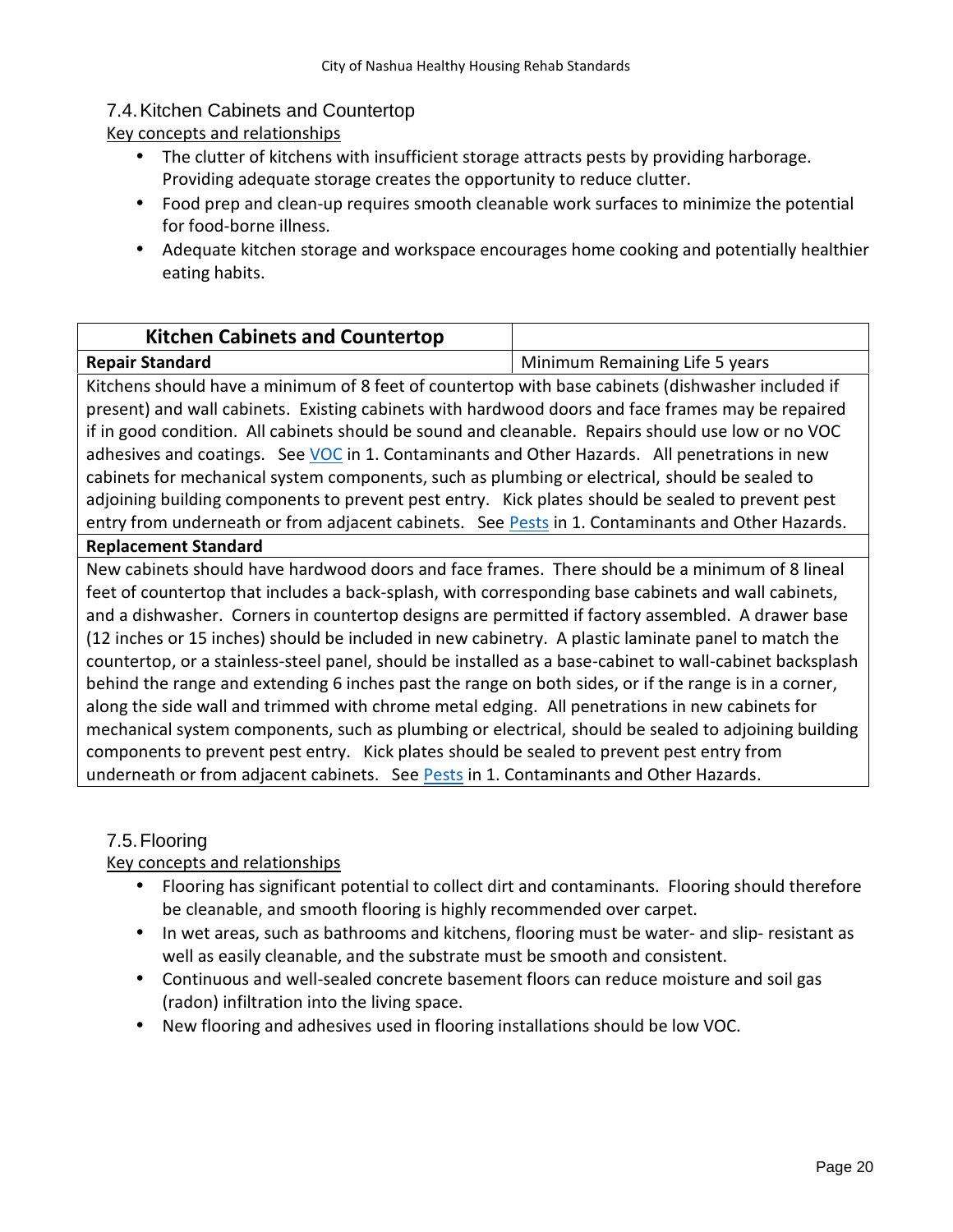## 7.4. Kitchen Cabinets and Countertop

Key concepts and relationships

- The clutter of kitchens with insufficient storage attracts pests by providing harborage. Providing adequate storage creates the opportunity to reduce clutter.
- Food prep and clean-up requires smooth cleanable work surfaces to minimize the potential for food-borne illness.
- Adequate kitchen storage and workspace encourages home cooking and potentially healthier eating habits.

| **Kitchen Cabinets and Countertop** | |
|---|---|
| **Repair Standard** | Minimum Remaining Life 5 years |
| Kitchens should have a minimum of 8 feet of countertop with base cabinets (dishwasher included if present) and wall cabinets. Existing cabinets with hardwood doors and face frames may be repaired if in good condition. All cabinets should be sound and cleanable. Repairs should use low or no VOC adhesives and coatings. See VOC in 1. Contaminants and Other Hazards. All penetrations in new cabinets for mechanical system components, such as plumbing or electrical, should be sealed to adjoining building components to prevent pest entry. Kick plates should be sealed to prevent pest entry from underneath or from adjacent cabinets. See Pests in 1. Contaminants and Other Hazards. | |
| **Replacement Standard** | |
| New cabinets should have hardwood doors and face frames. There should be a minimum of 8 lineal feet of countertop that includes a back-splash, with corresponding base cabinets and wall cabinets, and a dishwasher. Corners in countertop designs are permitted if factory assembled. A drawer base (12 inches or 15 inches) should be included in new cabinetry. A plastic laminate panel to match the countertop, or a stainless-steel panel, should be installed as a base-cabinet to wall-cabinet backsplash behind the range and extending 6 inches past the range on both sides, or if the range is in a corner, along the side wall and trimmed with chrome metal edging. All penetrations in new cabinets for mechanical system components, such as plumbing or electrical, should be sealed to adjoining building components to prevent pest entry. Kick plates should be sealed to prevent pest entry from underneath or from adjacent cabinets. See Pests in 1. Contaminants and Other Hazards. | |

## 7.5. Flooring

Key concepts and relationships

- Flooring has significant potential to collect dirt and contaminants. Flooring should therefore be cleanable, and smooth flooring is highly recommended over carpet.
- In wet areas, such as bathrooms and kitchens, flooring must be water- and slip- resistant as well as easily cleanable, and the substrate must be smooth and consistent.
- Continuous and well-sealed concrete basement floors can reduce moisture and soil gas (radon) infiltration into the living space.
- New flooring and adhesives used in flooring installations should be low VOC.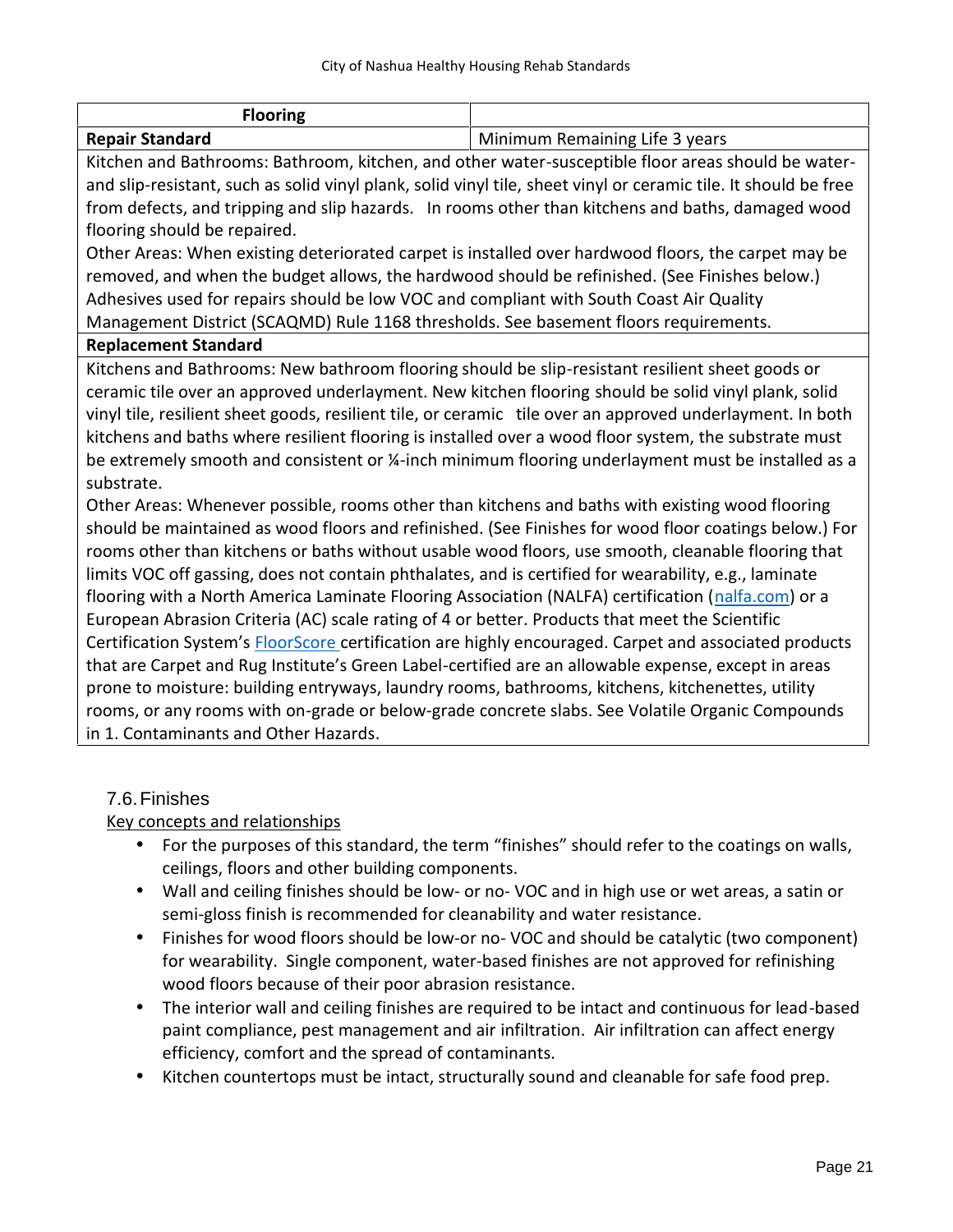| Flooring | |
| --- | --- |
| **Repair Standard** | Minimum Remaining Life 3 years |

Kitchen and Bathrooms: Bathroom, kitchen, and other water-susceptible floor areas should be water- and slip-resistant, such as solid vinyl plank, solid vinyl tile, sheet vinyl or ceramic tile. It should be free from defects, and tripping and slip hazards. In rooms other than kitchens and baths, damaged wood flooring should be repaired.

Other Areas: When existing deteriorated carpet is installed over hardwood floors, the carpet may be removed, and when the budget allows, the hardwood should be refinished. (See Finishes below.) Adhesives used for repairs should be low VOC and compliant with South Coast Air Quality Management District (SCAQMD) Rule 1168 thresholds. See basement floors requirements.

**Replacement Standard**

Kitchens and Bathrooms: New bathroom flooring should be slip-resistant resilient sheet goods or ceramic tile over an approved underlayment. New kitchen flooring should be solid vinyl plank, solid vinyl tile, resilient sheet goods, resilient tile, or ceramic tile over an approved underlayment. In both kitchens and baths where resilient flooring is installed over a wood floor system, the substrate must be extremely smooth and consistent or ¼-inch minimum flooring underlayment must be installed as a substrate.

Other Areas: Whenever possible, rooms other than kitchens and baths with existing wood flooring should be maintained as wood floors and refinished. (See Finishes for wood floor coatings below.) For rooms other than kitchens or baths without usable wood floors, use smooth, cleanable flooring that limits VOC off gassing, does not contain phthalates, and is certified for wearability, e.g., laminate flooring with a North America Laminate Flooring Association (NALFA) certification (nalfa.com) or a European Abrasion Criteria (AC) scale rating of 4 or better. Products that meet the Scientific Certification System's FloorScore certification are highly encouraged. Carpet and associated products that are Carpet and Rug Institute's Green Label-certified are an allowable expense, except in areas prone to moisture: building entryways, laundry rooms, bathrooms, kitchens, kitchenettes, utility rooms, or any rooms with on-grade or below-grade concrete slabs. See Volatile Organic Compounds in 1. Contaminants and Other Hazards.

## 7.6. Finishes

Key concepts and relationships

- For the purposes of this standard, the term "finishes" should refer to the coatings on walls, ceilings, floors and other building components.
- Wall and ceiling finishes should be low- or no- VOC and in high use or wet areas, a satin or semi-gloss finish is recommended for cleanability and water resistance.
- Finishes for wood floors should be low-or no- VOC and should be catalytic (two component) for wearability. Single component, water-based finishes are not approved for refinishing wood floors because of their poor abrasion resistance.
- The interior wall and ceiling finishes are required to be intact and continuous for lead-based paint compliance, pest management and air infiltration. Air infiltration can affect energy efficiency, comfort and the spread of contaminants.
- Kitchen countertops must be intact, structurally sound and cleanable for safe food prep.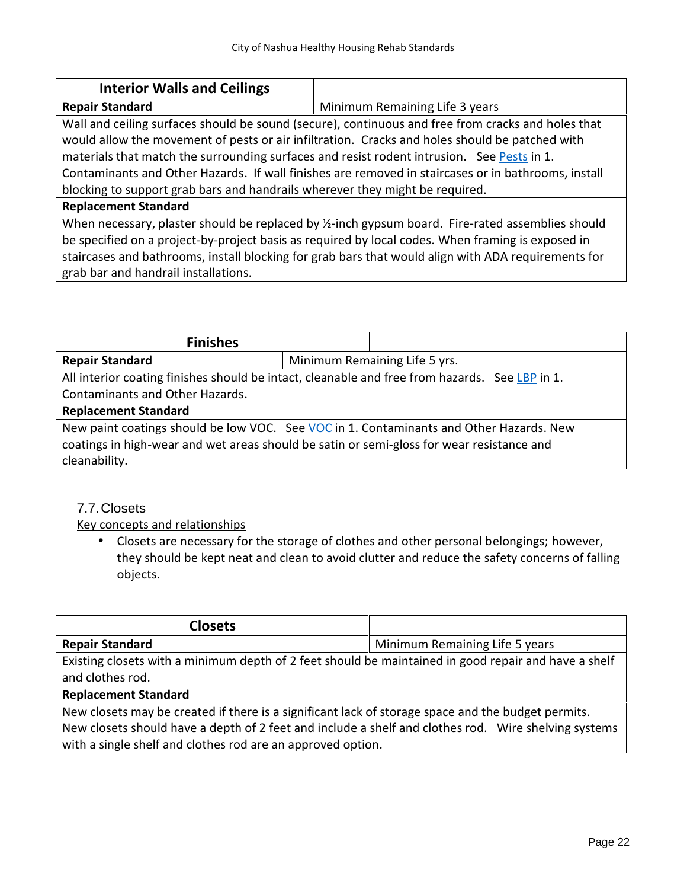| Interior Walls and Ceilings | |
|---|---|
| **Repair Standard** | Minimum Remaining Life 3 years |
| Wall and ceiling surfaces should be sound (secure), continuous and free from cracks and holes that would allow the movement of pests or air infiltration. Cracks and holes should be patched with materials that match the surrounding surfaces and resist rodent intrusion. See Pests in 1. Contaminants and Other Hazards. If wall finishes are removed in staircases or in bathrooms, install blocking to support grab bars and handrails wherever they might be required. | |
| **Replacement Standard** | |
| When necessary, plaster should be replaced by ½-inch gypsum board. Fire-rated assemblies should be specified on a project-by-project basis as required by local codes. When framing is exposed in staircases and bathrooms, install blocking for grab bars that would align with ADA requirements for grab bar and handrail installations. | |

| Finishes | |
|---|---|
| **Repair Standard** | Minimum Remaining Life 5 yrs. |
| All interior coating finishes should be intact, cleanable and free from hazards. See LBP in 1. Contaminants and Other Hazards. | |
| **Replacement Standard** | |
| New paint coatings should be low VOC. See VOC in 1. Contaminants and Other Hazards. New coatings in high-wear and wet areas should be satin or semi-gloss for wear resistance and cleanability. | |

## 7.7. Closets

Key concepts and relationships

- Closets are necessary for the storage of clothes and other personal belongings; however, they should be kept neat and clean to avoid clutter and reduce the safety concerns of falling objects.

| Closets | |
|---|---|
| **Repair Standard** | Minimum Remaining Life 5 years |
| Existing closets with a minimum depth of 2 feet should be maintained in good repair and have a shelf and clothes rod. | |
| **Replacement Standard** | |
| New closets may be created if there is a significant lack of storage space and the budget permits. New closets should have a depth of 2 feet and include a shelf and clothes rod. Wire shelving systems with a single shelf and clothes rod are an approved option. | |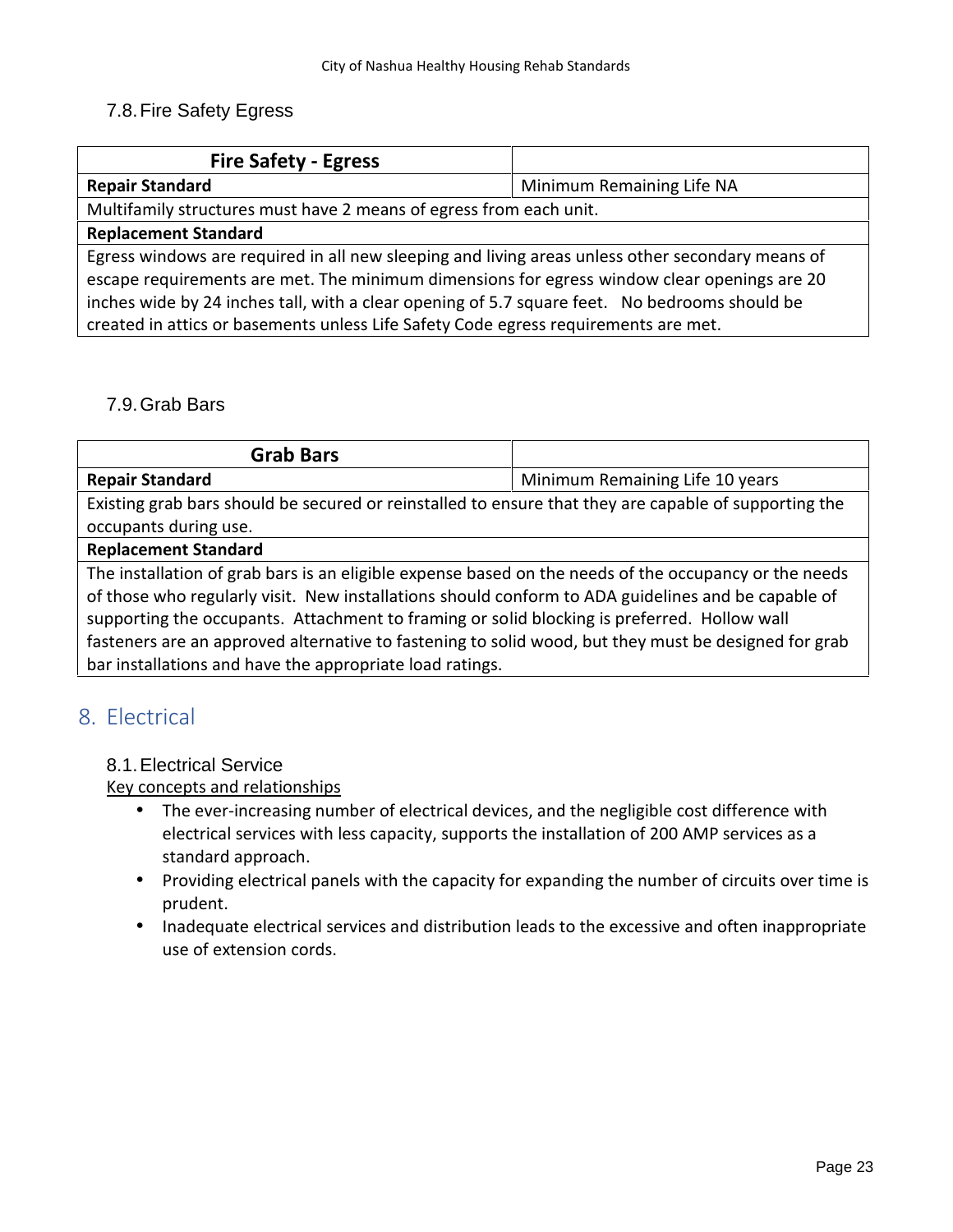### 7.8. Fire Safety Egress

| Fire Safety - Egress | |
|---|---|
| **Repair Standard** | Minimum Remaining Life NA |
| Multifamily structures must have 2 means of egress from each unit. | |
| **Replacement Standard** | |
| Egress windows are required in all new sleeping and living areas unless other secondary means of escape requirements are met. The minimum dimensions for egress window clear openings are 20 inches wide by 24 inches tall, with a clear opening of 5.7 square feet. No bedrooms should be created in attics or basements unless Life Safety Code egress requirements are met. | |

### 7.9. Grab Bars

| Grab Bars | |
|---|---|
| **Repair Standard** | Minimum Remaining Life 10 years |
| Existing grab bars should be secured or reinstalled to ensure that they are capable of supporting the occupants during use. | |
| **Replacement Standard** | |
| The installation of grab bars is an eligible expense based on the needs of the occupancy or the needs of those who regularly visit. New installations should conform to ADA guidelines and be capable of supporting the occupants. Attachment to framing or solid blocking is preferred. Hollow wall fasteners are an approved alternative to fastening to solid wood, but they must be designed for grab bar installations and have the appropriate load ratings. | |

## 8. Electrical

### 8.1. Electrical Service

Key concepts and relationships

- The ever-increasing number of electrical devices, and the negligible cost difference with electrical services with less capacity, supports the installation of 200 AMP services as a standard approach.
- Providing electrical panels with the capacity for expanding the number of circuits over time is prudent.
- Inadequate electrical services and distribution leads to the excessive and often inappropriate use of extension cords.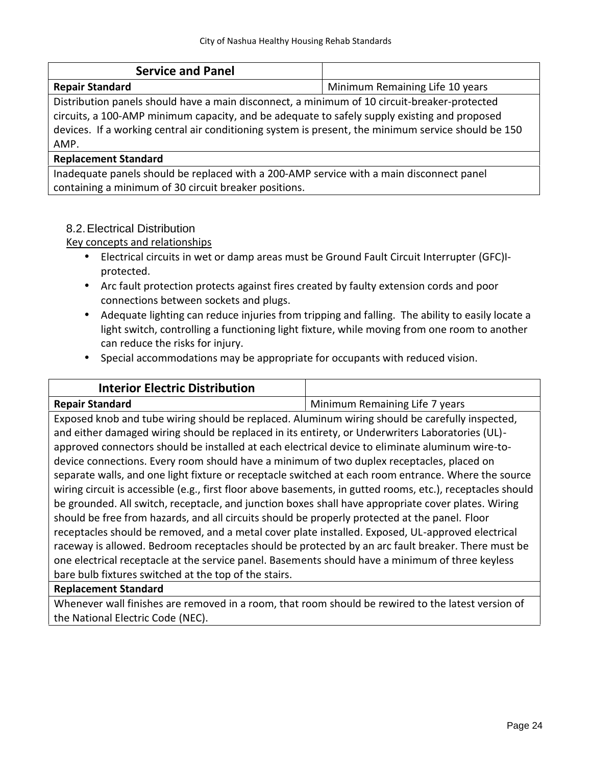| Service and Panel | |
|---|---|
| **Repair Standard** | Minimum Remaining Life 10 years |
| Distribution panels should have a main disconnect, a minimum of 10 circuit-breaker-protected circuits, a 100-AMP minimum capacity, and be adequate to safely supply existing and proposed devices. If a working central air conditioning system is present, the minimum service should be 150 AMP. | |
| **Replacement Standard** | |
| Inadequate panels should be replaced with a 200-AMP service with a main disconnect panel containing a minimum of 30 circuit breaker positions. | |

## 8.2. Electrical Distribution

Key concepts and relationships

- Electrical circuits in wet or damp areas must be Ground Fault Circuit Interrupter (GFC)I-protected.
- Arc fault protection protects against fires created by faulty extension cords and poor connections between sockets and plugs.
- Adequate lighting can reduce injuries from tripping and falling. The ability to easily locate a light switch, controlling a functioning light fixture, while moving from one room to another can reduce the risks for injury.
- Special accommodations may be appropriate for occupants with reduced vision.

| Interior Electric Distribution | |
|---|---|
| **Repair Standard** | Minimum Remaining Life 7 years |
| Exposed knob and tube wiring should be replaced. Aluminum wiring should be carefully inspected, and either damaged wiring should be replaced in its entirety, or Underwriters Laboratories (UL)-approved connectors should be installed at each electrical device to eliminate aluminum wire-to-device connections. Every room should have a minimum of two duplex receptacles, placed on separate walls, and one light fixture or receptacle switched at each room entrance. Where the source wiring circuit is accessible (e.g., first floor above basements, in gutted rooms, etc.), receptacles should be grounded. All switch, receptacle, and junction boxes shall have appropriate cover plates. Wiring should be free from hazards, and all circuits should be properly protected at the panel. Floor receptacles should be removed, and a metal cover plate installed. Exposed, UL-approved electrical raceway is allowed. Bedroom receptacles should be protected by an arc fault breaker. There must be one electrical receptacle at the service panel. Basements should have a minimum of three keyless bare bulb fixtures switched at the top of the stairs. | |
| **Replacement Standard** | |
| Whenever wall finishes are removed in a room, that room should be rewired to the latest version of the National Electric Code (NEC). | |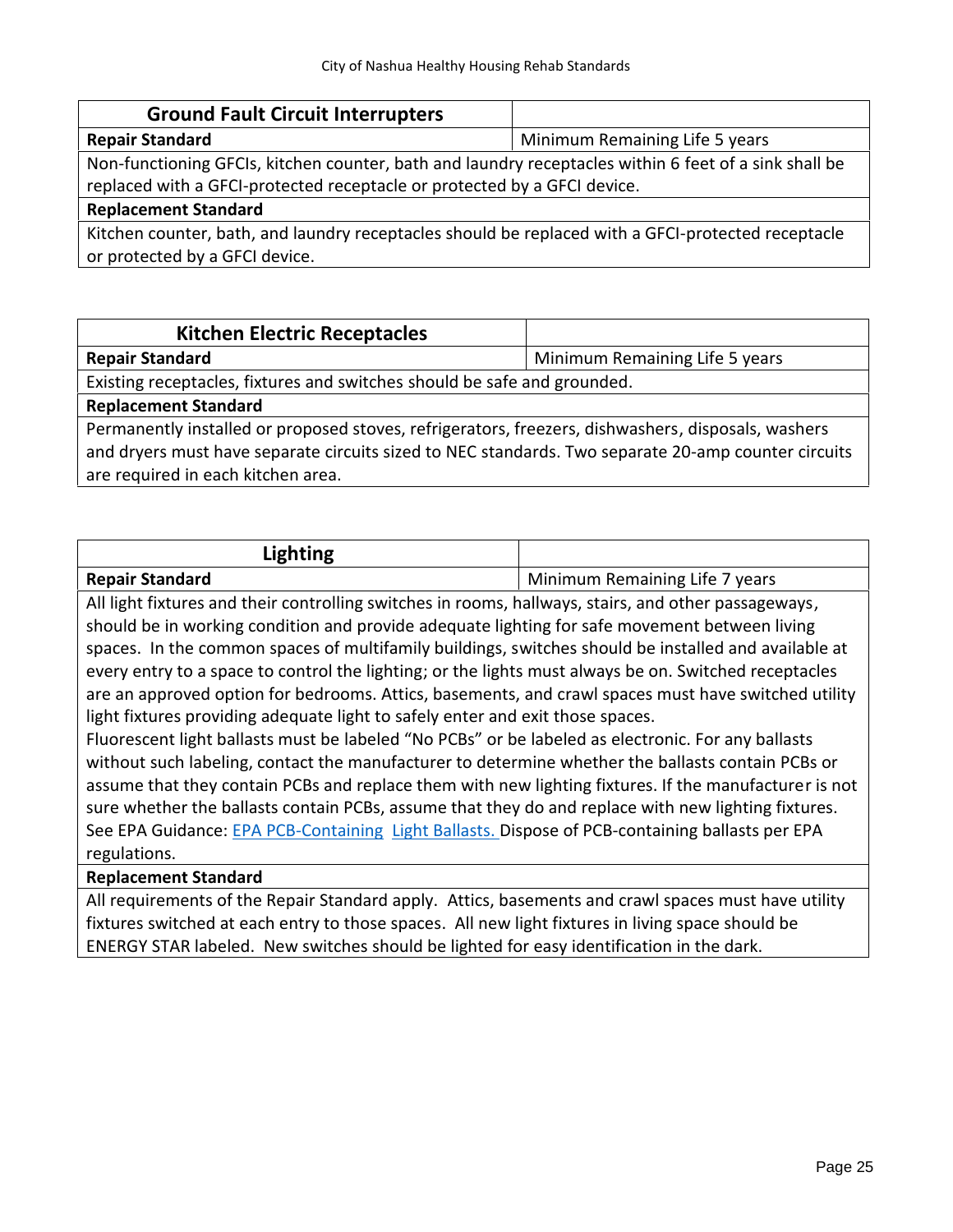| Ground Fault Circuit Interrupters | |
|---|---|
| **Repair Standard** | Minimum Remaining Life 5 years |
| Non-functioning GFCIs, kitchen counter, bath and laundry receptacles within 6 feet of a sink shall be replaced with a GFCI-protected receptacle or protected by a GFCI device. | |
| **Replacement Standard** | |
| Kitchen counter, bath, and laundry receptacles should be replaced with a GFCI-protected receptacle or protected by a GFCI device. | |

| Kitchen Electric Receptacles | |
|---|---|
| **Repair Standard** | Minimum Remaining Life 5 years |
| Existing receptacles, fixtures and switches should be safe and grounded. | |
| **Replacement Standard** | |
| Permanently installed or proposed stoves, refrigerators, freezers, dishwashers, disposals, washers and dryers must have separate circuits sized to NEC standards. Two separate 20-amp counter circuits are required in each kitchen area. | |

| Lighting | |
|---|---|
| **Repair Standard** | Minimum Remaining Life 7 years |
| All light fixtures and their controlling switches in rooms, hallways, stairs, and other passageways, should be in working condition and provide adequate lighting for safe movement between living spaces. In the common spaces of multifamily buildings, switches should be installed and available at every entry to a space to control the lighting; or the lights must always be on. Switched receptacles are an approved option for bedrooms. Attics, basements, and crawl spaces must have switched utility light fixtures providing adequate light to safely enter and exit those spaces. Fluorescent light ballasts must be labeled "No PCBs" or be labeled as electronic. For any ballasts without such labeling, contact the manufacturer to determine whether the ballasts contain PCBs or assume that they contain PCBs and replace them with new lighting fixtures. If the manufacturer is not sure whether the ballasts contain PCBs, assume that they do and replace with new lighting fixtures. See EPA Guidance: EPA PCB-Containing Light Ballasts. Dispose of PCB-containing ballasts per EPA regulations. | |
| **Replacement Standard** | |
| All requirements of the Repair Standard apply. Attics, basements and crawl spaces must have utility fixtures switched at each entry to those spaces. All new light fixtures in living space should be ENERGY STAR labeled. New switches should be lighted for easy identification in the dark. | |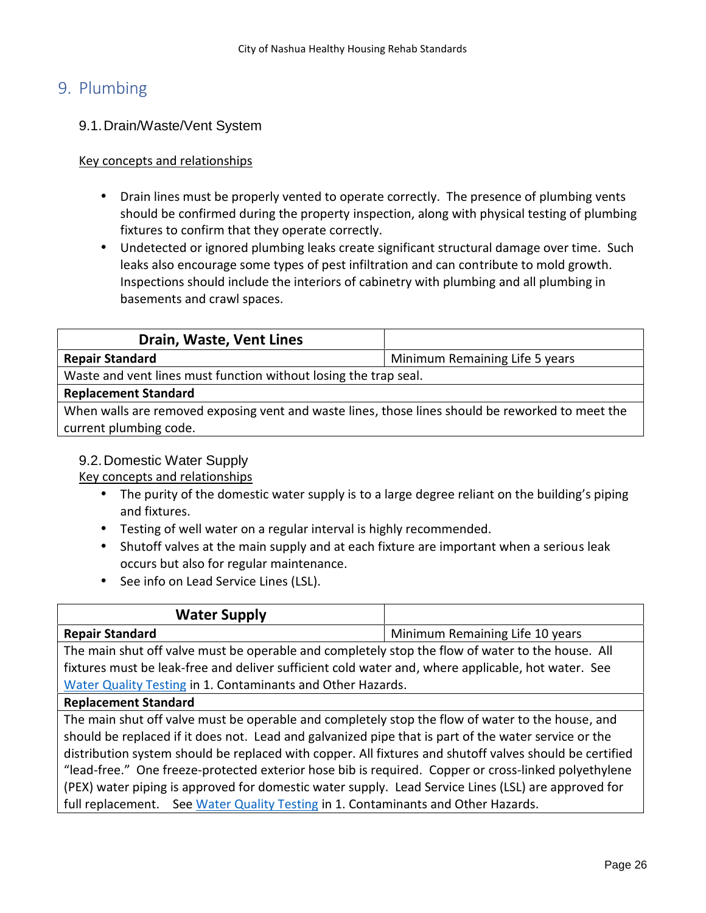## 9. Plumbing

### 9.1. Drain/Waste/Vent System

Key concepts and relationships

- Drain lines must be properly vented to operate correctly. The presence of plumbing vents should be confirmed during the property inspection, along with physical testing of plumbing fixtures to confirm that they operate correctly.
- Undetected or ignored plumbing leaks create significant structural damage over time. Such leaks also encourage some types of pest infiltration and can contribute to mold growth. Inspections should include the interiors of cabinetry with plumbing and all plumbing in basements and crawl spaces.

| **Drain, Waste, Vent Lines** | |
|---|---|
| **Repair Standard** | Minimum Remaining Life 5 years |
| Waste and vent lines must function without losing the trap seal. | |
| **Replacement Standard** | |
| When walls are removed exposing vent and waste lines, those lines should be reworked to meet the current plumbing code. | |

### 9.2. Domestic Water Supply

Key concepts and relationships

- The purity of the domestic water supply is to a large degree reliant on the building's piping and fixtures.
- Testing of well water on a regular interval is highly recommended.
- Shutoff valves at the main supply and at each fixture are important when a serious leak occurs but also for regular maintenance.
- See info on Lead Service Lines (LSL).

| **Water Supply** | |
|---|---|
| **Repair Standard** | Minimum Remaining Life 10 years |
| The main shut off valve must be operable and completely stop the flow of water to the house. All fixtures must be leak-free and deliver sufficient cold water and, where applicable, hot water. See Water Quality Testing in 1. Contaminants and Other Hazards. | |
| **Replacement Standard** | |
| The main shut off valve must be operable and completely stop the flow of water to the house, and should be replaced if it does not. Lead and galvanized pipe that is part of the water service or the distribution system should be replaced with copper. All fixtures and shutoff valves should be certified "lead-free." One freeze-protected exterior hose bib is required. Copper or cross-linked polyethylene (PEX) water piping is approved for domestic water supply. Lead Service Lines (LSL) are approved for full replacement. See Water Quality Testing in 1. Contaminants and Other Hazards. | |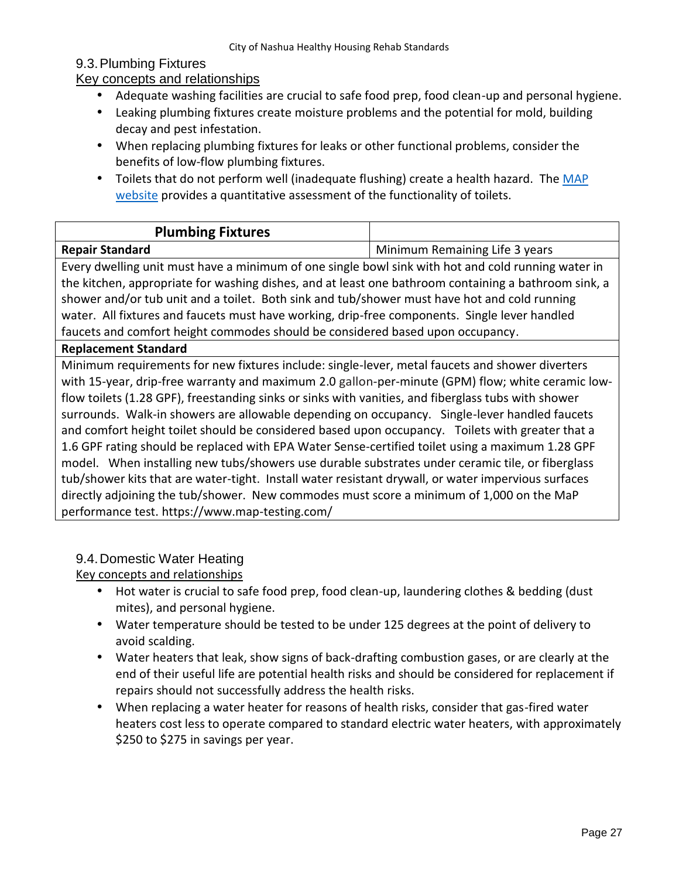## 9.3. Plumbing Fixtures

Key concepts and relationships

- Adequate washing facilities are crucial to safe food prep, food clean-up and personal hygiene.
- Leaking plumbing fixtures create moisture problems and the potential for mold, building decay and pest infestation.
- When replacing plumbing fixtures for leaks or other functional problems, consider the benefits of low-flow plumbing fixtures.
- Toilets that do not perform well (inadequate flushing) create a health hazard. The MAP website provides a quantitative assessment of the functionality of toilets.

| Plumbing Fixtures | |
|---|---|
| **Repair Standard** | Minimum Remaining Life 3 years |
| Every dwelling unit must have a minimum of one single bowl sink with hot and cold running water in the kitchen, appropriate for washing dishes, and at least one bathroom containing a bathroom sink, a shower and/or tub unit and a toilet. Both sink and tub/shower must have hot and cold running water. All fixtures and faucets must have working, drip-free components. Single lever handled faucets and comfort height commodes should be considered based upon occupancy. | |
| **Replacement Standard** | |
| Minimum requirements for new fixtures include: single-lever, metal faucets and shower diverters with 15-year, drip-free warranty and maximum 2.0 gallon-per-minute (GPM) flow; white ceramic low-flow toilets (1.28 GPF), freestanding sinks or sinks with vanities, and fiberglass tubs with shower surrounds. Walk-in showers are allowable depending on occupancy. Single-lever handled faucets and comfort height toilet should be considered based upon occupancy. Toilets with greater that a 1.6 GPF rating should be replaced with EPA Water Sense-certified toilet using a maximum 1.28 GPF model. When installing new tubs/showers use durable substrates under ceramic tile, or fiberglass tub/shower kits that are water-tight. Install water resistant drywall, or water impervious surfaces directly adjoining the tub/shower. New commodes must score a minimum of 1,000 on the MaP performance test. https://www.map-testing.com/ | |

## 9.4. Domestic Water Heating

Key concepts and relationships

- Hot water is crucial to safe food prep, food clean-up, laundering clothes & bedding (dust mites), and personal hygiene.
- Water temperature should be tested to be under 125 degrees at the point of delivery to avoid scalding.
- Water heaters that leak, show signs of back-drafting combustion gases, or are clearly at the end of their useful life are potential health risks and should be considered for replacement if repairs should not successfully address the health risks.
- When replacing a water heater for reasons of health risks, consider that gas-fired water heaters cost less to operate compared to standard electric water heaters, with approximately $250 to $275 in savings per year.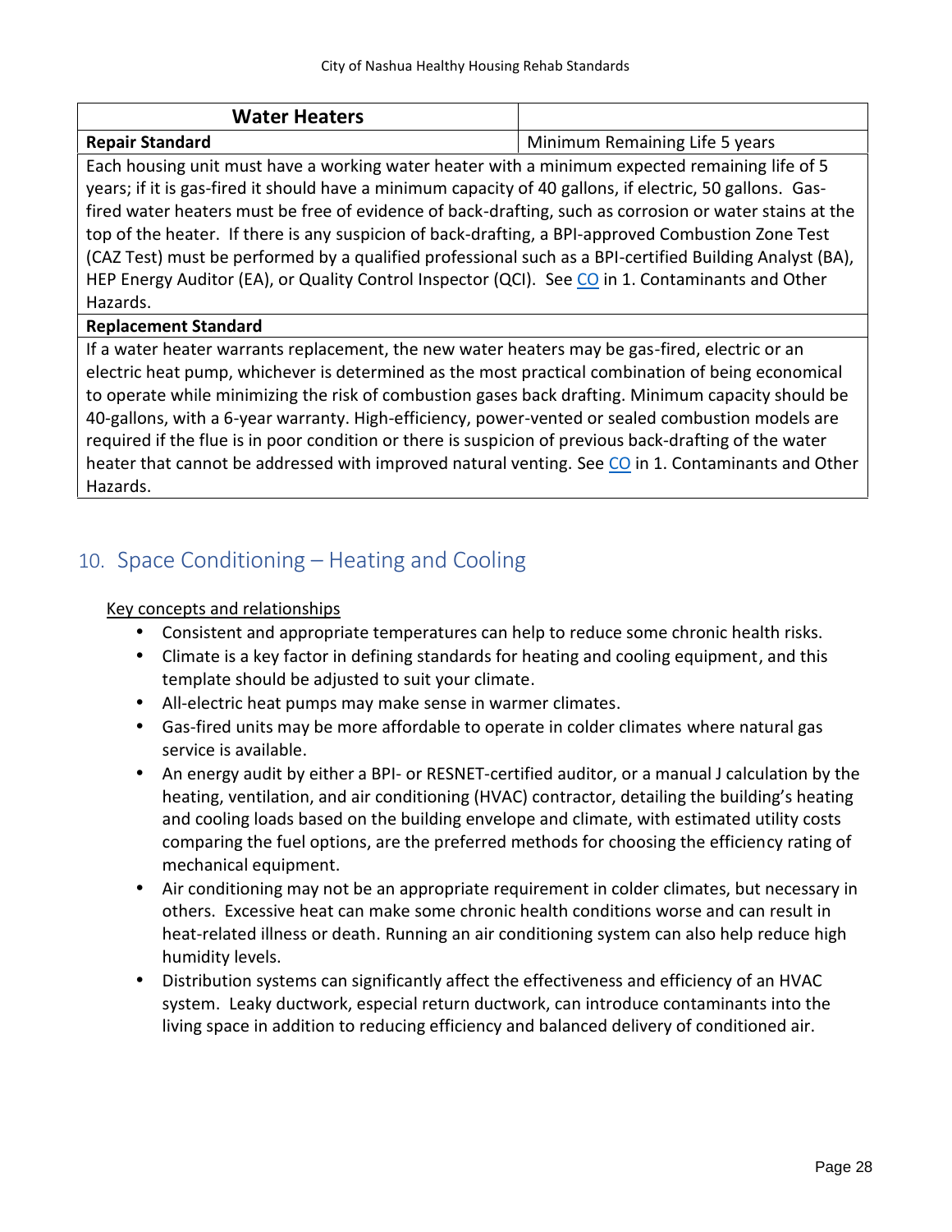| Water Heaters | |
| --- | --- |
| **Repair Standard** | Minimum Remaining Life 5 years |
| Each housing unit must have a working water heater with a minimum expected remaining life of 5 years; if it is gas-fired it should have a minimum capacity of 40 gallons, if electric, 50 gallons. Gas-fired water heaters must be free of evidence of back-drafting, such as corrosion or water stains at the top of the heater. If there is any suspicion of back-drafting, a BPI-approved Combustion Zone Test (CAZ Test) must be performed by a qualified professional such as a BPI-certified Building Analyst (BA), HEP Energy Auditor (EA), or Quality Control Inspector (QCI). See CO in 1. Contaminants and Other Hazards. | |
| **Replacement Standard** | |
| If a water heater warrants replacement, the new water heaters may be gas-fired, electric or an electric heat pump, whichever is determined as the most practical combination of being economical to operate while minimizing the risk of combustion gases back drafting. Minimum capacity should be 40-gallons, with a 6-year warranty. High-efficiency, power-vented or sealed combustion models are required if the flue is in poor condition or there is suspicion of previous back-drafting of the water heater that cannot be addressed with improved natural venting. See CO in 1. Contaminants and Other Hazards. | |

## 10. Space Conditioning – Heating and Cooling

Key concepts and relationships

- Consistent and appropriate temperatures can help to reduce some chronic health risks.
- Climate is a key factor in defining standards for heating and cooling equipment, and this template should be adjusted to suit your climate.
- All-electric heat pumps may make sense in warmer climates.
- Gas-fired units may be more affordable to operate in colder climates where natural gas service is available.
- An energy audit by either a BPI- or RESNET-certified auditor, or a manual J calculation by the heating, ventilation, and air conditioning (HVAC) contractor, detailing the building's heating and cooling loads based on the building envelope and climate, with estimated utility costs comparing the fuel options, are the preferred methods for choosing the efficiency rating of mechanical equipment.
- Air conditioning may not be an appropriate requirement in colder climates, but necessary in others. Excessive heat can make some chronic health conditions worse and can result in heat-related illness or death. Running an air conditioning system can also help reduce high humidity levels.
- Distribution systems can significantly affect the effectiveness and efficiency of an HVAC system. Leaky ductwork, especial return ductwork, can introduce contaminants into the living space in addition to reducing efficiency and balanced delivery of conditioned air.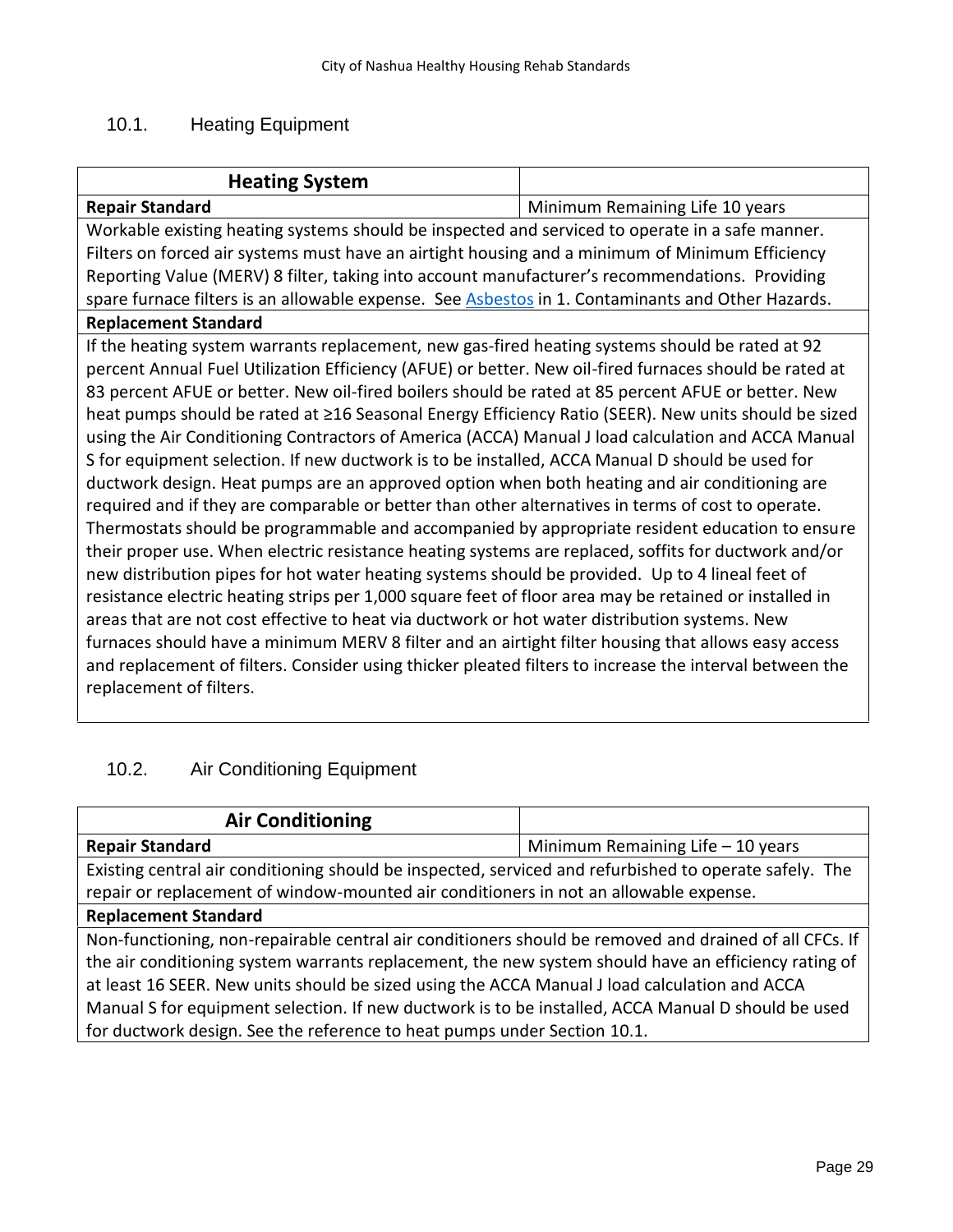## 10.1. Heating Equipment

| Heating System | |
|---|---|
| **Repair Standard** | Minimum Remaining Life 10 years |
| Workable existing heating systems should be inspected and serviced to operate in a safe manner. Filters on forced air systems must have an airtight housing and a minimum of Minimum Efficiency Reporting Value (MERV) 8 filter, taking into account manufacturer's recommendations. Providing spare furnace filters is an allowable expense. See Asbestos in 1. Contaminants and Other Hazards. | |
| **Replacement Standard** | |
| If the heating system warrants replacement, new gas-fired heating systems should be rated at 92 percent Annual Fuel Utilization Efficiency (AFUE) or better. New oil-fired furnaces should be rated at 83 percent AFUE or better. New oil-fired boilers should be rated at 85 percent AFUE or better. New heat pumps should be rated at ≥16 Seasonal Energy Efficiency Ratio (SEER). New units should be sized using the Air Conditioning Contractors of America (ACCA) Manual J load calculation and ACCA Manual S for equipment selection. If new ductwork is to be installed, ACCA Manual D should be used for ductwork design. Heat pumps are an approved option when both heating and air conditioning are required and if they are comparable or better than other alternatives in terms of cost to operate. Thermostats should be programmable and accompanied by appropriate resident education to ensure their proper use. When electric resistance heating systems are replaced, soffits for ductwork and/or new distribution pipes for hot water heating systems should be provided. Up to 4 lineal feet of resistance electric heating strips per 1,000 square feet of floor area may be retained or installed in areas that are not cost effective to heat via ductwork or hot water distribution systems. New furnaces should have a minimum MERV 8 filter and an airtight filter housing that allows easy access and replacement of filters. Consider using thicker pleated filters to increase the interval between the replacement of filters. | |

## 10.2. Air Conditioning Equipment

| Air Conditioning | |
|---|---|
| **Repair Standard** | Minimum Remaining Life – 10 years |
| Existing central air conditioning should be inspected, serviced and refurbished to operate safely. The repair or replacement of window-mounted air conditioners in not an allowable expense. | |
| **Replacement Standard** | |
| Non-functioning, non-repairable central air conditioners should be removed and drained of all CFCs. If the air conditioning system warrants replacement, the new system should have an efficiency rating of at least 16 SEER. New units should be sized using the ACCA Manual J load calculation and ACCA Manual S for equipment selection. If new ductwork is to be installed, ACCA Manual D should be used for ductwork design. See the reference to heat pumps under Section 10.1. | |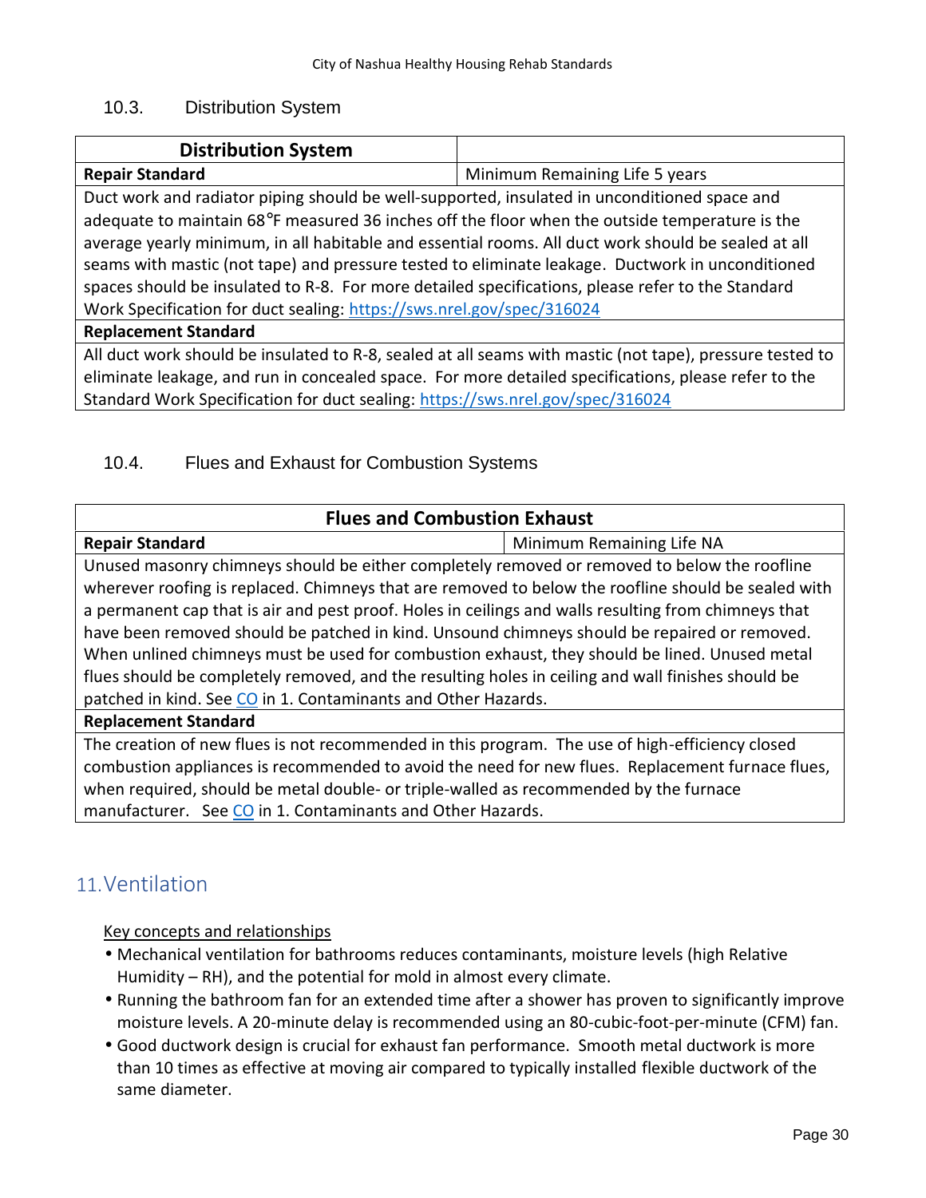### 10.3. Distribution System

| Distribution System | |
|---|---|
| **Repair Standard** | Minimum Remaining Life 5 years |
| Duct work and radiator piping should be well-supported, insulated in unconditioned space and adequate to maintain 68°F measured 36 inches off the floor when the outside temperature is the average yearly minimum, in all habitable and essential rooms. All duct work should be sealed at all seams with mastic (not tape) and pressure tested to eliminate leakage. Ductwork in unconditioned spaces should be insulated to R-8. For more detailed specifications, please refer to the Standard Work Specification for duct sealing: https://sws.nrel.gov/spec/316024 | |
| **Replacement Standard** | |
| All duct work should be insulated to R-8, sealed at all seams with mastic (not tape), pressure tested to eliminate leakage, and run in concealed space. For more detailed specifications, please refer to the Standard Work Specification for duct sealing: https://sws.nrel.gov/spec/316024 | |

### 10.4. Flues and Exhaust for Combustion Systems

| Flues and Combustion Exhaust | |
|---|---|
| **Repair Standard** | Minimum Remaining Life NA |
| Unused masonry chimneys should be either completely removed or removed to below the roofline wherever roofing is replaced. Chimneys that are removed to below the roofline should be sealed with a permanent cap that is air and pest proof. Holes in ceilings and walls resulting from chimneys that have been removed should be patched in kind. Unsound chimneys should be repaired or removed. When unlined chimneys must be used for combustion exhaust, they should be lined. Unused metal flues should be completely removed, and the resulting holes in ceiling and wall finishes should be patched in kind. See CO in 1. Contaminants and Other Hazards. | |
| **Replacement Standard** | |
| The creation of new flues is not recommended in this program. The use of high-efficiency closed combustion appliances is recommended to avoid the need for new flues. Replacement furnace flues, when required, should be metal double- or triple-walled as recommended by the furnace manufacturer. See CO in 1. Contaminants and Other Hazards. | |

## 11. Ventilation

Key concepts and relationships

- Mechanical ventilation for bathrooms reduces contaminants, moisture levels (high Relative Humidity – RH), and the potential for mold in almost every climate.
- Running the bathroom fan for an extended time after a shower has proven to significantly improve moisture levels. A 20-minute delay is recommended using an 80-cubic-foot-per-minute (CFM) fan.
- Good ductwork design is crucial for exhaust fan performance. Smooth metal ductwork is more than 10 times as effective at moving air compared to typically installed flexible ductwork of the same diameter.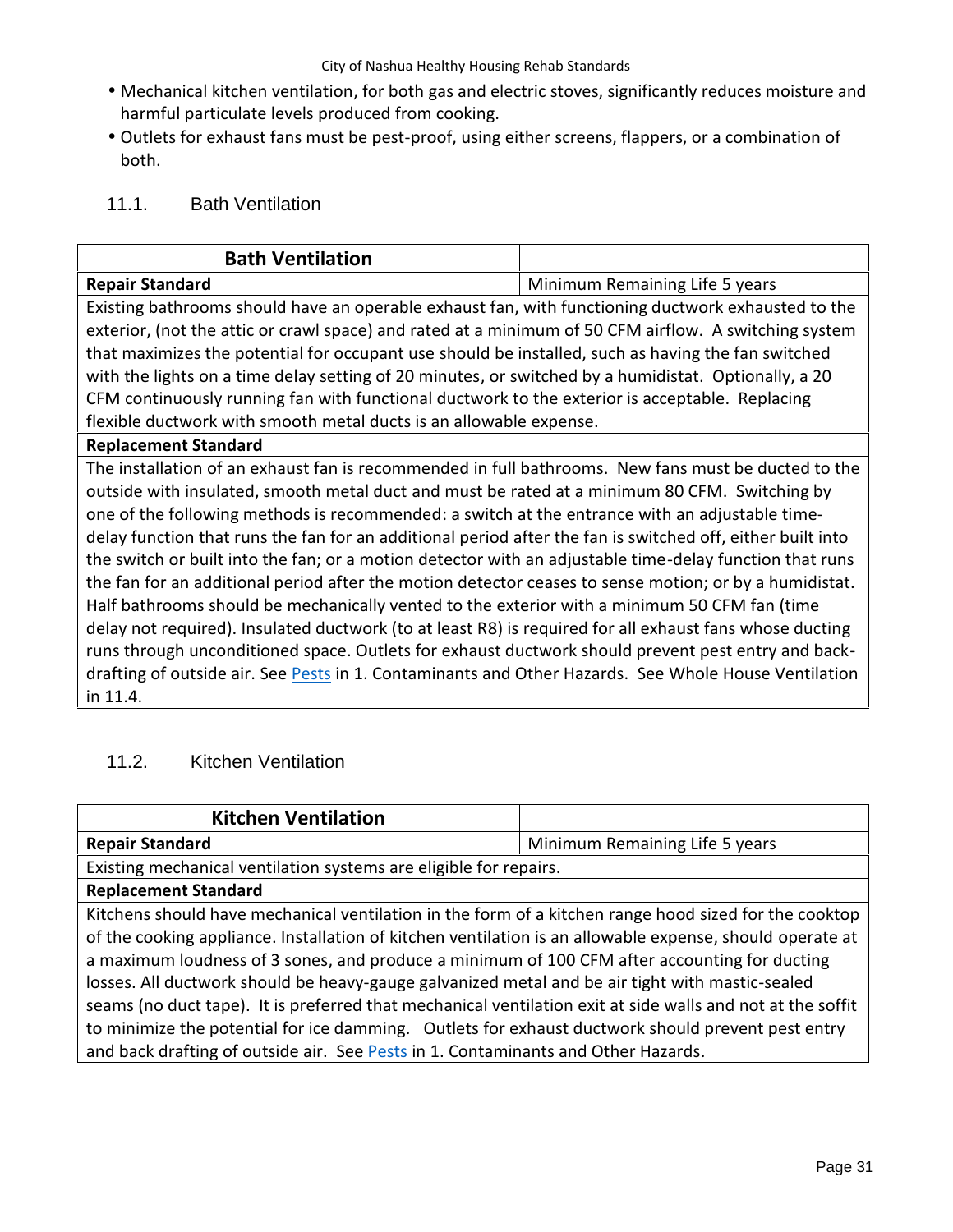- Mechanical kitchen ventilation, for both gas and electric stoves, significantly reduces moisture and harmful particulate levels produced from cooking.
- Outlets for exhaust fans must be pest-proof, using either screens, flappers, or a combination of both.

### 11.1. Bath Ventilation

| **Bath Ventilation** | |
|---|---|
| **Repair Standard** | Minimum Remaining Life 5 years |
| Existing bathrooms should have an operable exhaust fan, with functioning ductwork exhausted to the exterior, (not the attic or crawl space) and rated at a minimum of 50 CFM airflow. A switching system that maximizes the potential for occupant use should be installed, such as having the fan switched with the lights on a time delay setting of 20 minutes, or switched by a humidistat. Optionally, a 20 CFM continuously running fan with functional ductwork to the exterior is acceptable. Replacing flexible ductwork with smooth metal ducts is an allowable expense. | |
| **Replacement Standard** | |
| The installation of an exhaust fan is recommended in full bathrooms. New fans must be ducted to the outside with insulated, smooth metal duct and must be rated at a minimum 80 CFM. Switching by one of the following methods is recommended: a switch at the entrance with an adjustable time-delay function that runs the fan for an additional period after the fan is switched off, either built into the switch or built into the fan; or a motion detector with an adjustable time-delay function that runs the fan for an additional period after the motion detector ceases to sense motion; or by a humidistat. Half bathrooms should be mechanically vented to the exterior with a minimum 50 CFM fan (time delay not required). Insulated ductwork (to at least R8) is required for all exhaust fans whose ducting runs through unconditioned space. Outlets for exhaust ductwork should prevent pest entry and back-drafting of outside air. See Pests in 1. Contaminants and Other Hazards. See Whole House Ventilation in 11.4. | |

### 11.2. Kitchen Ventilation

| **Kitchen Ventilation** | |
|---|---|
| **Repair Standard** | Minimum Remaining Life 5 years |
| Existing mechanical ventilation systems are eligible for repairs. | |
| **Replacement Standard** | |
| Kitchens should have mechanical ventilation in the form of a kitchen range hood sized for the cooktop of the cooking appliance. Installation of kitchen ventilation is an allowable expense, should operate at a maximum loudness of 3 sones, and produce a minimum of 100 CFM after accounting for ducting losses. All ductwork should be heavy-gauge galvanized metal and be air tight with mastic-sealed seams (no duct tape). It is preferred that mechanical ventilation exit at side walls and not at the soffit to minimize the potential for ice damming. Outlets for exhaust ductwork should prevent pest entry and back drafting of outside air. See Pests in 1. Contaminants and Other Hazards. | |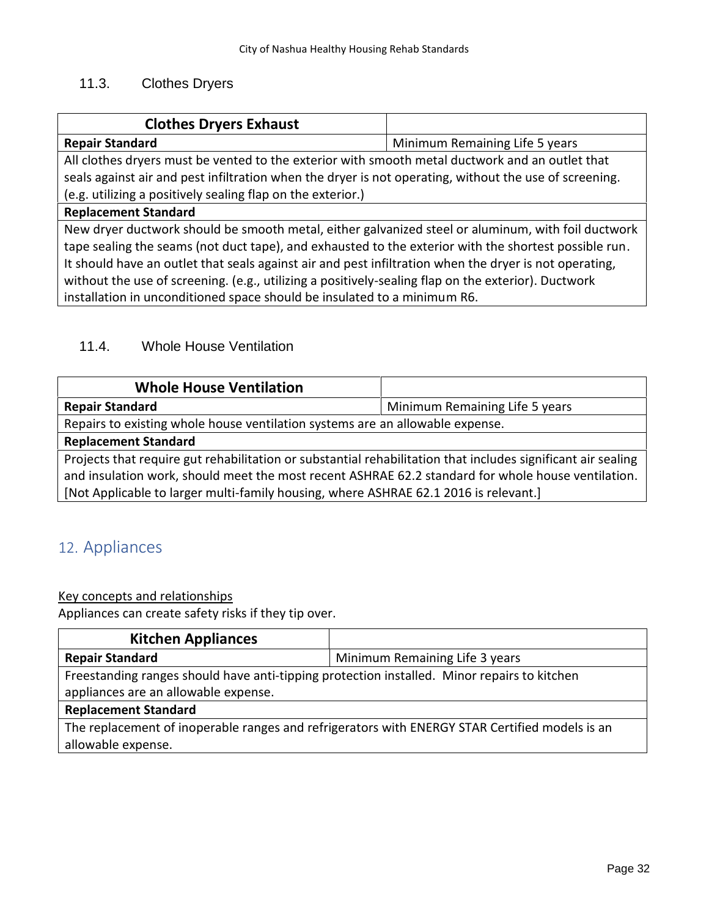### 11.3. Clothes Dryers

| Clothes Dryers Exhaust | |
|---|---|
| **Repair Standard** | Minimum Remaining Life 5 years |
| All clothes dryers must be vented to the exterior with smooth metal ductwork and an outlet that seals against air and pest infiltration when the dryer is not operating, without the use of screening. (e.g. utilizing a positively sealing flap on the exterior.) | |
| **Replacement Standard** | |
| New dryer ductwork should be smooth metal, either galvanized steel or aluminum, with foil ductwork tape sealing the seams (not duct tape), and exhausted to the exterior with the shortest possible run. It should have an outlet that seals against air and pest infiltration when the dryer is not operating, without the use of screening. (e.g., utilizing a positively-sealing flap on the exterior). Ductwork installation in unconditioned space should be insulated to a minimum R6. | |

### 11.4. Whole House Ventilation

| Whole House Ventilation | |
|---|---|
| **Repair Standard** | Minimum Remaining Life 5 years |
| Repairs to existing whole house ventilation systems are an allowable expense. | |
| **Replacement Standard** | |
| Projects that require gut rehabilitation or substantial rehabilitation that includes significant air sealing and insulation work, should meet the most recent ASHRAE 62.2 standard for whole house ventilation. [Not Applicable to larger multi-family housing, where ASHRAE 62.1 2016 is relevant.] | |

## 12. Appliances

Key concepts and relationships

Appliances can create safety risks if they tip over.

| Kitchen Appliances | |
|---|---|
| **Repair Standard** | Minimum Remaining Life 3 years |
| Freestanding ranges should have anti-tipping protection installed. Minor repairs to kitchen appliances are an allowable expense. | |
| **Replacement Standard** | |
| The replacement of inoperable ranges and refrigerators with ENERGY STAR Certified models is an allowable expense. | |